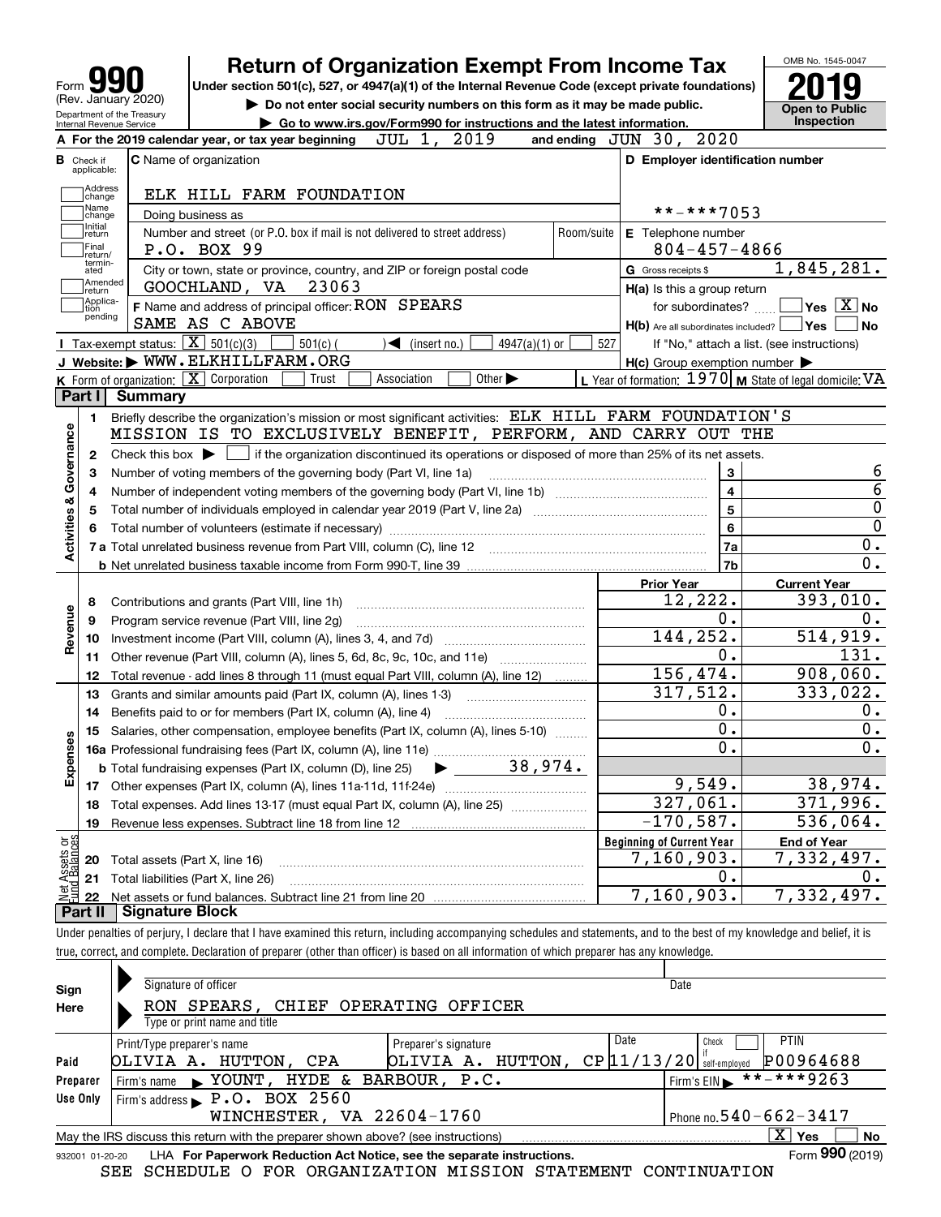# Form 990 — Return of Organization Exempt From Income Tax (2019)

Form **990** (Rev. January 2020)
Department of the Treasury
Internal Revenue Service

Under section 501(c), 527, or 4947(a)(1) of the Internal Revenue Code (except private foundations)
▶ Do not enter social security numbers on this form as it may be made public.
▶ Go to www.irs.gov/Form990 for instructions and the latest information.

OMB No. 1545-0047
**2019**
**Open to Public Inspection**

**A** For the 2019 calendar year, or tax year beginning JUL 1, 2019 and ending JUN 30, 2020

**B** Check if applicable: Address change, Name change, Initial return, Final return/terminated, Amended return, Application pending

**C** Name of organization: ELK HILL FARM FOUNDATION
Doing business as
Number and street (or P.O. box if mail is not delivered to street address): P.O. BOX 99 — Room/suite
City or town, state or province, country, and ZIP or foreign postal code: GOOCHLAND, VA 23063

**D** Employer identification number: **-***7053
**E** Telephone number: 804-457-4866
**G** Gross receipts $ 1,845,281.

**F** Name and address of principal officer: RON SPEARS
SAME AS C ABOVE

**H(a)** Is this a group return for subordinates? Yes [ ] No [X]
**H(b)** Are all subordinates included? Yes [ ] No [ ]
If "No," attach a list. (see instructions)
**H(c)** Group exemption number ▶

**I** Tax-exempt status: [X] 501(c)(3) [ ] 501(c) ( ) ◀ (insert no.) [ ] 4947(a)(1) or [ ] 527
**J** Website: ▶ WWW.ELKHILLFARM.ORG
**K** Form of organization: [X] Corporation [ ] Trust [ ] Association [ ] Other ▶
**L** Year of formation: 1970 **M** State of legal domicile: VA

## Part I Summary

**Activities & Governance**

1. Briefly describe the organization's mission or most significant activities: ELK HILL FARM FOUNDATION'S MISSION IS TO EXCLUSIVELY BENEFIT, PERFORM, AND CARRY OUT THE
2. Check this box ▶ [ ] if the organization discontinued its operations or disposed of more than 25% of its net assets.

| Line | Description | No. | Value |
|---|---|---|---|
| 3 | Number of voting members of the governing body (Part VI, line 1a) | 3 | 6 |
| 4 | Number of independent voting members of the governing body (Part VI, line 1b) | 4 | 6 |
| 5 | Total number of individuals employed in calendar year 2019 (Part V, line 2a) | 5 | 0 |
| 6 | Total number of volunteers (estimate if necessary) | 6 | 0 |
| 7a | Total unrelated business revenue from Part VIII, column (C), line 12 | 7a | 0. |
| 7b | Net unrelated business taxable income from Form 990-T, line 39 | 7b | 0. |

| Line | Description | Prior Year | Current Year |
|---|---|---|---|
| **Revenue** | | | |
| 8 | Contributions and grants (Part VIII, line 1h) | 12,222. | 393,010. |
| 9 | Program service revenue (Part VIII, line 2g) | 0. | 0. |
| 10 | Investment income (Part VIII, column (A), lines 3, 4, and 7d) | 144,252. | 514,919. |
| 11 | Other revenue (Part VIII, column (A), lines 5, 6d, 8c, 9c, 10c, and 11e) | 0. | 131. |
| 12 | Total revenue - add lines 8 through 11 (must equal Part VIII, column (A), line 12) | 156,474. | 908,060. |
| **Expenses** | | | |
| 13 | Grants and similar amounts paid (Part IX, column (A), lines 1-3) | 317,512. | 333,022. |
| 14 | Benefits paid to or for members (Part IX, column (A), line 4) | 0. | 0. |
| 15 | Salaries, other compensation, employee benefits (Part IX, column (A), lines 5-10) | 0. | 0. |
| 16a | Professional fundraising fees (Part IX, column (A), line 11e) | 0. | 0. |
| b | Total fundraising expenses (Part IX, column (D), line 25) ▶ 38,974. | | |
| 17 | Other expenses (Part IX, column (A), lines 11a-11d, 11f-24e) | 9,549. | 38,974. |
| 18 | Total expenses. Add lines 13-17 (must equal Part IX, column (A), line 25) | 327,061. | 371,996. |
| 19 | Revenue less expenses. Subtract line 18 from line 12 | -170,587. | 536,064. |

| Line | Net Assets or Fund Balances | Beginning of Current Year | End of Year |
|---|---|---|---|
| 20 | Total assets (Part X, line 16) | 7,160,903. | 7,332,497. |
| 21 | Total liabilities (Part X, line 26) | 0. | 0. |
| 22 | Net assets or fund balances. Subtract line 21 from line 20 | 7,160,903. | 7,332,497. |

## Part II Signature Block

Under penalties of perjury, I declare that I have examined this return, including accompanying schedules and statements, and to the best of my knowledge and belief, it is true, correct, and complete. Declaration of preparer (other than officer) is based on all information of which preparer has any knowledge.

**Sign Here**
Signature of officer — Date
RON SPEARS, CHIEF OPERATING OFFICER
Type or print name and title

**Paid Preparer Use Only**

| Print/Type preparer's name | Preparer's signature | Date | Check if self-employed | PTIN |
|---|---|---|---|---|
| OLIVIA A. HUTTON, CPA | OLIVIA A. HUTTON, CP | 11/13/20 | [ ] | P00964688 |

Firm's name ▶ YOUNT, HYDE & BARBOUR, P.C. — Firm's EIN ▶ **-***9263
Firm's address ▶ P.O. BOX 2560, WINCHESTER, VA 22604-1760 — Phone no. 540-662-3417

May the IRS discuss this return with the preparer shown above? (see instructions) [X] Yes [ ] No

932001 01-20-20 LHA For Paperwork Reduction Act Notice, see the separate instructions. Form **990** (2019)

SEE SCHEDULE O FOR ORGANIZATION MISSION STATEMENT CONTINUATION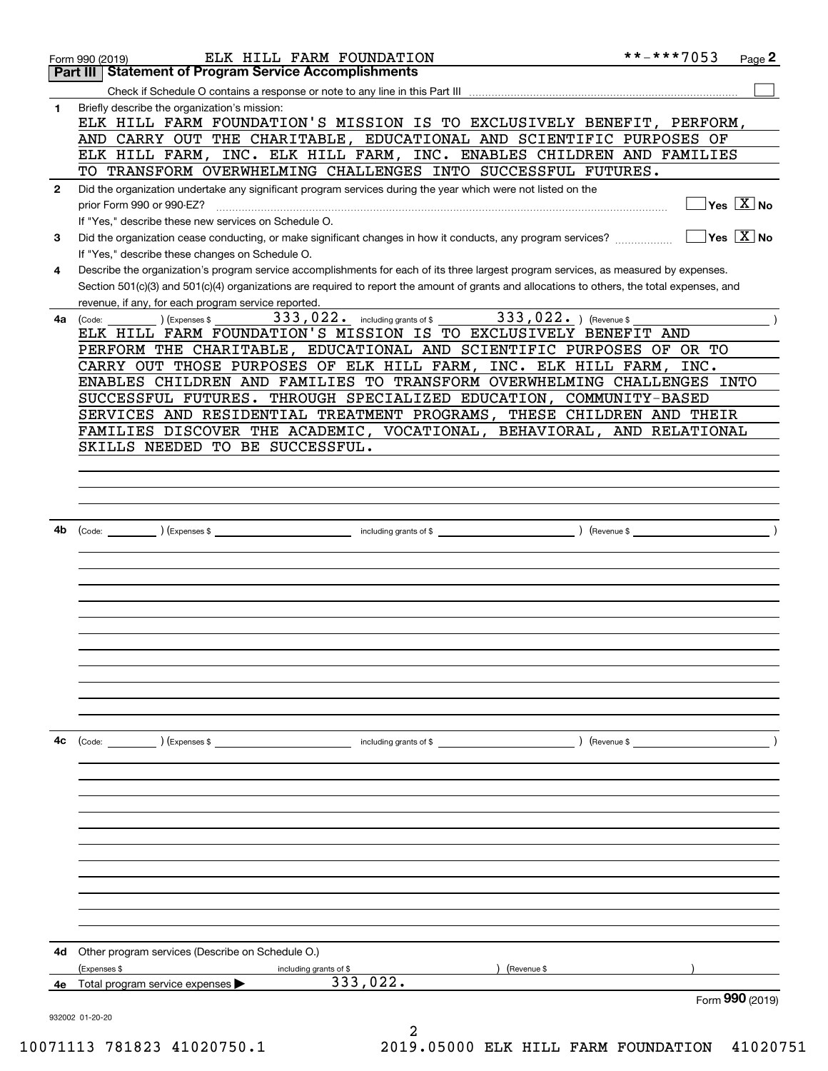Form 990 (2019) ELK HILL FARM FOUNDATION **-***7053 Page 2

## Part III Statement of Program Service Accomplishments

Check if Schedule O contains a response or note to any line in this Part III ☐

**1** Briefly describe the organization's mission:

ELK HILL FARM FOUNDATION'S MISSION IS TO EXCLUSIVELY BENEFIT, PERFORM, AND CARRY OUT THE CHARITABLE, EDUCATIONAL AND SCIENTIFIC PURPOSES OF ELK HILL FARM, INC. ELK HILL FARM, INC. ENABLES CHILDREN AND FAMILIES TO TRANSFORM OVERWHELMING CHALLENGES INTO SUCCESSFUL FUTURES.

**2** Did the organization undertake any significant program services during the year which were not listed on the prior Form 990 or 990-EZ? ☐ Yes ☒ No

If "Yes," describe these new services on Schedule O.

**3** Did the organization cease conducting, or make significant changes in how it conducts, any program services? ☐ Yes ☒ No

If "Yes," describe these changes on Schedule O.

**4** Describe the organization's program service accomplishments for each of its three largest program services, as measured by expenses. Section 501(c)(3) and 501(c)(4) organizations are required to report the amount of grants and allocations to others, the total expenses, and revenue, if any, for each program service reported.

**4a** (Code: ) (Expenses $ 333,022. including grants of $ 333,022. ) (Revenue $ )

ELK HILL FARM FOUNDATION'S MISSION IS TO EXCLUSIVELY BENEFIT AND PERFORM THE CHARITABLE, EDUCATIONAL AND SCIENTIFIC PURPOSES OF OR TO CARRY OUT THOSE PURPOSES OF ELK HILL FARM, INC. ELK HILL FARM, INC. ENABLES CHILDREN AND FAMILIES TO TRANSFORM OVERWHELMING CHALLENGES INTO SUCCESSFUL FUTURES. THROUGH SPECIALIZED EDUCATION, COMMUNITY-BASED SERVICES AND RESIDENTIAL TREATMENT PROGRAMS, THESE CHILDREN AND THEIR FAMILIES DISCOVER THE ACADEMIC, VOCATIONAL, BEHAVIORAL, AND RELATIONAL SKILLS NEEDED TO BE SUCCESSFUL.

**4b** (Code: ) (Expenses $ including grants of $ ) (Revenue $ )

**4c** (Code: ) (Expenses $ including grants of $ ) (Revenue $ )

**4d** Other program services (Describe on Schedule O.)

(Expenses $ including grants of $ ) (Revenue $ )

**4e** Total program service expenses ▶ 333,022.

Form **990** (2019)

932002 01-20-20

10071113 781823 41020750.1 2019.05000 ELK HILL FARM FOUNDATION 41020751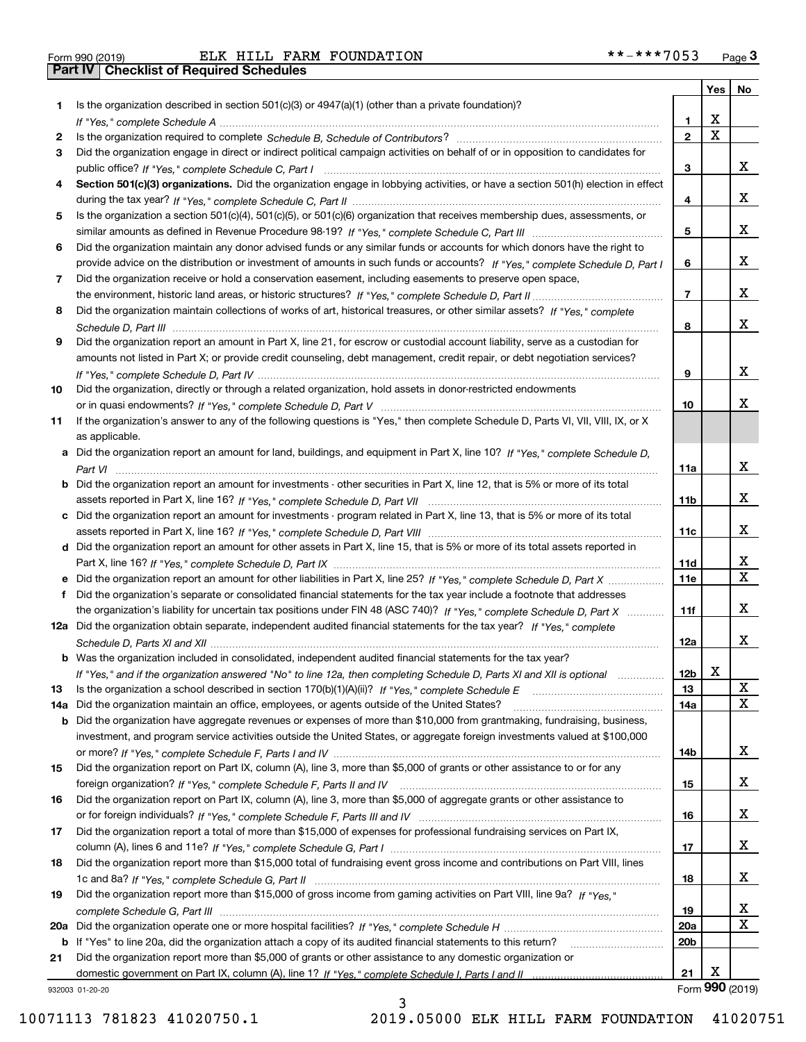Form 990 (2019) ELK HILL FARM FOUNDATION **-***7053 Page 3

## Part IV Checklist of Required Schedules

| | | | Yes | No |
|---|---|---|---|---|
| 1 | Is the organization described in section 501(c)(3) or 4947(a)(1) (other than a private foundation)? *If "Yes," complete Schedule A* | 1 | X | |
| 2 | Is the organization required to complete *Schedule B, Schedule of Contributors*? | 2 | X | |
| 3 | Did the organization engage in direct or indirect political campaign activities on behalf of or in opposition to candidates for public office? *If "Yes," complete Schedule C, Part I* | 3 | | X |
| 4 | **Section 501(c)(3) organizations.** Did the organization engage in lobbying activities, or have a section 501(h) election in effect during the tax year? *If "Yes," complete Schedule C, Part II* | 4 | | X |
| 5 | Is the organization a section 501(c)(4), 501(c)(5), or 501(c)(6) organization that receives membership dues, assessments, or similar amounts as defined in Revenue Procedure 98-19? *If "Yes," complete Schedule C, Part III* | 5 | | X |
| 6 | Did the organization maintain any donor advised funds or any similar funds or accounts for which donors have the right to provide advice on the distribution or investment of amounts in such funds or accounts? *If "Yes," complete Schedule D, Part I* | 6 | | X |
| 7 | Did the organization receive or hold a conservation easement, including easements to preserve open space, the environment, historic land areas, or historic structures? *If "Yes," complete Schedule D, Part II* | 7 | | X |
| 8 | Did the organization maintain collections of works of art, historical treasures, or other similar assets? *If "Yes," complete Schedule D, Part III* | 8 | | X |
| 9 | Did the organization report an amount in Part X, line 21, for escrow or custodial account liability, serve as a custodian for amounts not listed in Part X; or provide credit counseling, debt management, credit repair, or debt negotiation services? *If "Yes," complete Schedule D, Part IV* | 9 | | X |
| 10 | Did the organization, directly or through a related organization, hold assets in donor-restricted endowments or in quasi endowments? *If "Yes," complete Schedule D, Part V* | 10 | | X |
| 11 | If the organization's answer to any of the following questions is "Yes," then complete Schedule D, Parts VI, VII, VIII, IX, or X as applicable. | | | |
| a | Did the organization report an amount for land, buildings, and equipment in Part X, line 10? *If "Yes," complete Schedule D, Part VI* | 11a | | X |
| b | Did the organization report an amount for investments - other securities in Part X, line 12, that is 5% or more of its total assets reported in Part X, line 16? *If "Yes," complete Schedule D, Part VII* | 11b | | X |
| c | Did the organization report an amount for investments - program related in Part X, line 13, that is 5% or more of its total assets reported in Part X, line 16? *If "Yes," complete Schedule D, Part VIII* | 11c | | X |
| d | Did the organization report an amount for other assets in Part X, line 15, that is 5% or more of its total assets reported in Part X, line 16? *If "Yes," complete Schedule D, Part IX* | 11d | | X |
| e | Did the organization report an amount for other liabilities in Part X, line 25? *If "Yes," complete Schedule D, Part X* | 11e | | X |
| f | Did the organization's separate or consolidated financial statements for the tax year include a footnote that addresses the organization's liability for uncertain tax positions under FIN 48 (ASC 740)? *If "Yes," complete Schedule D, Part X* | 11f | | X |
| 12a | Did the organization obtain separate, independent audited financial statements for the tax year? *If "Yes," complete Schedule D, Parts XI and XII* | 12a | | X |
| b | Was the organization included in consolidated, independent audited financial statements for the tax year? *If "Yes," and if the organization answered "No" to line 12a, then completing Schedule D, Parts XI and XII is optional* | 12b | X | |
| 13 | Is the organization a school described in section 170(b)(1)(A)(ii)? *If "Yes," complete Schedule E* | 13 | | X |
| 14a | Did the organization maintain an office, employees, or agents outside of the United States? | 14a | | X |
| b | Did the organization have aggregate revenues or expenses of more than $10,000 from grantmaking, fundraising, business, investment, and program service activities outside the United States, or aggregate foreign investments valued at $100,000 or more? *If "Yes," complete Schedule F, Parts I and IV* | 14b | | X |
| 15 | Did the organization report on Part IX, column (A), line 3, more than $5,000 of grants or other assistance to or for any foreign organization? *If "Yes," complete Schedule F, Parts II and IV* | 15 | | X |
| 16 | Did the organization report on Part IX, column (A), line 3, more than $5,000 of aggregate grants or other assistance to or for foreign individuals? *If "Yes," complete Schedule F, Parts III and IV* | 16 | | X |
| 17 | Did the organization report a total of more than $15,000 of expenses for professional fundraising services on Part IX, column (A), lines 6 and 11e? *If "Yes," complete Schedule G, Part I* | 17 | | X |
| 18 | Did the organization report more than $15,000 total of fundraising event gross income and contributions on Part VIII, lines 1c and 8a? *If "Yes," complete Schedule G, Part II* | 18 | | X |
| 19 | Did the organization report more than $15,000 of gross income from gaming activities on Part VIII, line 9a? *If "Yes," complete Schedule G, Part III* | 19 | | X |
| 20a | Did the organization operate one or more hospital facilities? *If "Yes," complete Schedule H* | 20a | | X |
| b | If "Yes" to line 20a, did the organization attach a copy of its audited financial statements to this return? | 20b | | |
| 21 | Did the organization report more than $5,000 of grants or other assistance to any domestic organization or domestic government on Part IX, column (A), line 1? *If "Yes," complete Schedule I, Parts I and II* | 21 | X | |

932003 01-20-20 Form **990** (2019)

10071113 781823 41020750.1 2019.05000 ELK HILL FARM FOUNDATION 41020751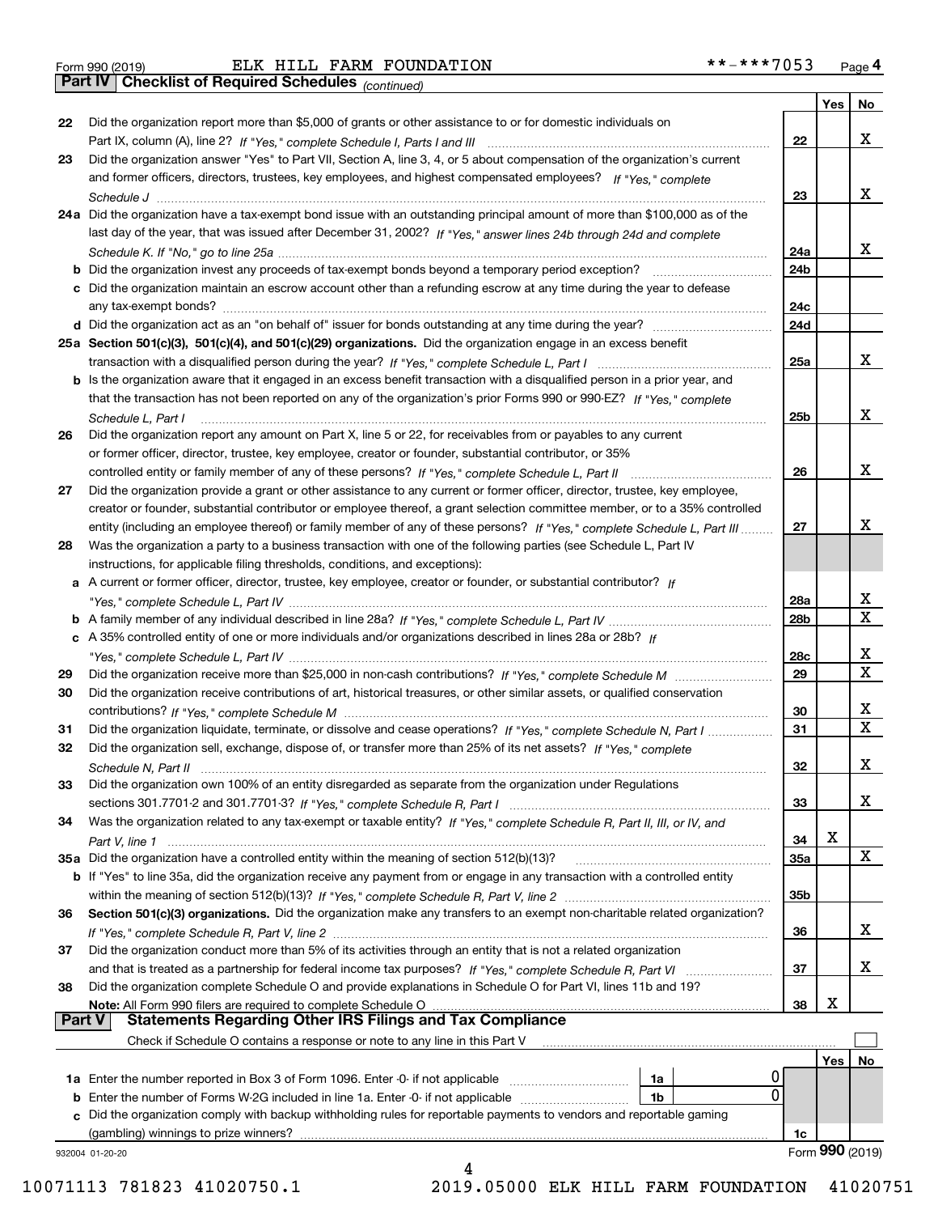Form 990 (2019) ELK HILL FARM FOUNDATION **-***7053 Page 4

**Part IV Checklist of Required Schedules** *(continued)*

| | | | Yes | No |
|---|---|---|---|---|
| 22 | Did the organization report more than $5,000 of grants or other assistance to or for domestic individuals on Part IX, column (A), line 2? *If "Yes," complete Schedule I, Parts I and III* | 22 | | X |
| 23 | Did the organization answer "Yes" to Part VII, Section A, line 3, 4, or 5 about compensation of the organization's current and former officers, directors, trustees, key employees, and highest compensated employees? *If "Yes," complete Schedule J* | 23 | | X |
| 24a | Did the organization have a tax-exempt bond issue with an outstanding principal amount of more than $100,000 as of the last day of the year, that was issued after December 31, 2002? *If "Yes," answer lines 24b through 24d and complete Schedule K. If "No," go to line 25a* | 24a | | X |
| b | Did the organization invest any proceeds of tax-exempt bonds beyond a temporary period exception? | 24b | | |
| c | Did the organization maintain an escrow account other than a refunding escrow at any time during the year to defease any tax-exempt bonds? | 24c | | |
| d | Did the organization act as an "on behalf of" issuer for bonds outstanding at any time during the year? | 24d | | |
| 25a | **Section 501(c)(3), 501(c)(4), and 501(c)(29) organizations.** Did the organization engage in an excess benefit transaction with a disqualified person during the year? *If "Yes," complete Schedule L, Part I* | 25a | | X |
| b | Is the organization aware that it engaged in an excess benefit transaction with a disqualified person in a prior year, and that the transaction has not been reported on any of the organization's prior Forms 990 or 990-EZ? *If "Yes," complete Schedule L, Part I* | 25b | | X |
| 26 | Did the organization report any amount on Part X, line 5 or 22, for receivables from or payables to any current or former officer, director, trustee, key employee, creator or founder, substantial contributor, or 35% controlled entity or family member of any of these persons? *If "Yes," complete Schedule L, Part II* | 26 | | X |
| 27 | Did the organization provide a grant or other assistance to any current or former officer, director, trustee, key employee, creator or founder, substantial contributor or employee thereof, a grant selection committee member, or to a 35% controlled entity (including an employee thereof) or family member of any of these persons? *If "Yes," complete Schedule L, Part III* | 27 | | X |
| 28 | Was the organization a party to a business transaction with one of the following parties (see Schedule L, Part IV instructions, for applicable filing thresholds, conditions, and exceptions): | | | |
| a | A current or former officer, director, trustee, key employee, creator or founder, or substantial contributor? *If "Yes," complete Schedule L, Part IV* | 28a | | X |
| b | A family member of any individual described in line 28a? *If "Yes," complete Schedule L, Part IV* | 28b | | X |
| c | A 35% controlled entity of one or more individuals and/or organizations described in lines 28a or 28b? *If "Yes," complete Schedule L, Part IV* | 28c | | X |
| 29 | Did the organization receive more than $25,000 in non-cash contributions? *If "Yes," complete Schedule M* | 29 | | X |
| 30 | Did the organization receive contributions of art, historical treasures, or other similar assets, or qualified conservation contributions? *If "Yes," complete Schedule M* | 30 | | X |
| 31 | Did the organization liquidate, terminate, or dissolve and cease operations? *If "Yes," complete Schedule N, Part I* | 31 | | X |
| 32 | Did the organization sell, exchange, dispose of, or transfer more than 25% of its net assets? *If "Yes," complete Schedule N, Part II* | 32 | | X |
| 33 | Did the organization own 100% of an entity disregarded as separate from the organization under Regulations sections 301.7701-2 and 301.7701-3? *If "Yes," complete Schedule R, Part I* | 33 | | X |
| 34 | Was the organization related to any tax-exempt or taxable entity? *If "Yes," complete Schedule R, Part II, III, or IV, and Part V, line 1* | 34 | X | |
| 35a | Did the organization have a controlled entity within the meaning of section 512(b)(13)? | 35a | | X |
| b | If "Yes" to line 35a, did the organization receive any payment from or engage in any transaction with a controlled entity within the meaning of section 512(b)(13)? *If "Yes," complete Schedule R, Part V, line 2* | 35b | | |
| 36 | **Section 501(c)(3) organizations.** Did the organization make any transfers to an exempt non-charitable related organization? *If "Yes," complete Schedule R, Part V, line 2* | 36 | | X |
| 37 | Did the organization conduct more than 5% of its activities through an entity that is not a related organization and that is treated as a partnership for federal income tax purposes? *If "Yes," complete Schedule R, Part VI* | 37 | | X |
| 38 | Did the organization complete Schedule O and provide explanations in Schedule O for Part VI, lines 11b and 19? **Note:** All Form 990 filers are required to complete Schedule O | 38 | X | |

**Part V Statements Regarding Other IRS Filings and Tax Compliance**

Check if Schedule O contains a response or note to any line in this Part V ☐

| | | | | | Yes | No |
|---|---|---|---|---|---|---|
| 1a | Enter the number reported in Box 3 of Form 1096. Enter -0- if not applicable | 1a | 0 | | | |
| b | Enter the number of Forms W-2G included in line 1a. Enter -0- if not applicable | 1b | 0 | | | |
| c | Did the organization comply with backup withholding rules for reportable payments to vendors and reportable gaming (gambling) winnings to prize winners? | | | 1c | | |

932004 01-20-20 Form **990** (2019)

10071113 781823 41020750.1 2019.05000 ELK HILL FARM FOUNDATION 41020751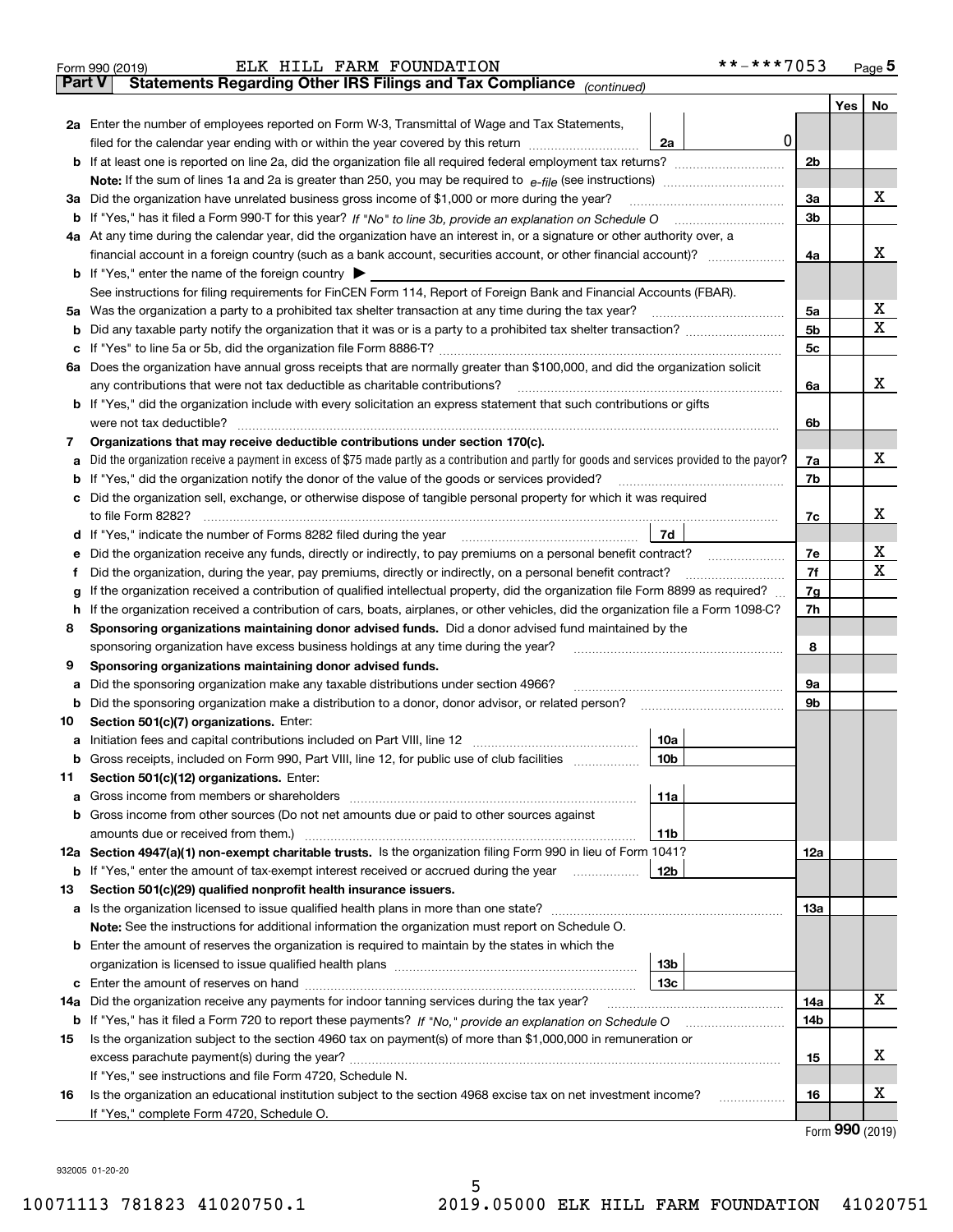Form 990 (2019) ELK HILL FARM FOUNDATION **-***7053 Page 5

**Part V — Statements Regarding Other IRS Filings and Tax Compliance** *(continued)*

| Line | Description | Ref | Amount | Line | Yes | No |
|---|---|---|---|---|---|---|
| **2a** | Enter the number of employees reported on Form W-3, Transmittal of Wage and Tax Statements, filed for the calendar year ending with or within the year covered by this return | 2a | 0 | | | |
| **b** | If at least one is reported on line 2a, did the organization file all required federal employment tax returns? | | | 2b | | |
| | **Note:** If the sum of lines 1a and 2a is greater than 250, you may be required to *e-file* (see instructions) | | | | | |
| **3a** | Did the organization have unrelated business gross income of $1,000 or more during the year? | | | 3a | | X |
| **b** | If "Yes," has it filed a Form 990-T for this year? *If "No" to line 3b, provide an explanation on Schedule O* | | | 3b | | |
| **4a** | At any time during the calendar year, did the organization have an interest in, or a signature or other authority over, a financial account in a foreign country (such as a bank account, securities account, or other financial account)? | | | 4a | | X |
| **b** | If "Yes," enter the name of the foreign country ▶ | | | | | |
| | See instructions for filing requirements for FinCEN Form 114, Report of Foreign Bank and Financial Accounts (FBAR). | | | | | |
| **5a** | Was the organization a party to a prohibited tax shelter transaction at any time during the tax year? | | | 5a | | X |
| **b** | Did any taxable party notify the organization that it was or is a party to a prohibited tax shelter transaction? | | | 5b | | X |
| **c** | If "Yes" to line 5a or 5b, did the organization file Form 8886-T? | | | 5c | | |
| **6a** | Does the organization have annual gross receipts that are normally greater than $100,000, and did the organization solicit any contributions that were not tax deductible as charitable contributions? | | | 6a | | X |
| **b** | If "Yes," did the organization include with every solicitation an express statement that such contributions or gifts were not tax deductible? | | | 6b | | |
| **7** | **Organizations that may receive deductible contributions under section 170(c).** | | | | | |
| **a** | Did the organization receive a payment in excess of $75 made partly as a contribution and partly for goods and services provided to the payor? | | | 7a | | X |
| **b** | If "Yes," did the organization notify the donor of the value of the goods or services provided? | | | 7b | | |
| **c** | Did the organization sell, exchange, or otherwise dispose of tangible personal property for which it was required to file Form 8282? | | | 7c | | X |
| **d** | If "Yes," indicate the number of Forms 8282 filed during the year | 7d | | | | |
| **e** | Did the organization receive any funds, directly or indirectly, to pay premiums on a personal benefit contract? | | | 7e | | X |
| **f** | Did the organization, during the year, pay premiums, directly or indirectly, on a personal benefit contract? | | | 7f | | X |
| **g** | If the organization received a contribution of qualified intellectual property, did the organization file Form 8899 as required? | | | 7g | | |
| **h** | If the organization received a contribution of cars, boats, airplanes, or other vehicles, did the organization file a Form 1098-C? | | | 7h | | |
| **8** | **Sponsoring organizations maintaining donor advised funds.** Did a donor advised fund maintained by the sponsoring organization have excess business holdings at any time during the year? | | | 8 | | |
| **9** | **Sponsoring organizations maintaining donor advised funds.** | | | | | |
| **a** | Did the sponsoring organization make any taxable distributions under section 4966? | | | 9a | | |
| **b** | Did the sponsoring organization make a distribution to a donor, donor advisor, or related person? | | | 9b | | |
| **10** | **Section 501(c)(7) organizations.** Enter: | | | | | |
| **a** | Initiation fees and capital contributions included on Part VIII, line 12 | 10a | | | | |
| **b** | Gross receipts, included on Form 990, Part VIII, line 12, for public use of club facilities | 10b | | | | |
| **11** | **Section 501(c)(12) organizations.** Enter: | | | | | |
| **a** | Gross income from members or shareholders | 11a | | | | |
| **b** | Gross income from other sources (Do not net amounts due or paid to other sources against amounts due or received from them.) | 11b | | | | |
| **12a** | **Section 4947(a)(1) non-exempt charitable trusts.** Is the organization filing Form 990 in lieu of Form 1041? | | | 12a | | |
| **b** | If "Yes," enter the amount of tax-exempt interest received or accrued during the year | 12b | | | | |
| **13** | **Section 501(c)(29) qualified nonprofit health insurance issuers.** | | | | | |
| **a** | Is the organization licensed to issue qualified health plans in more than one state? | | | 13a | | |
| | **Note:** See the instructions for additional information the organization must report on Schedule O. | | | | | |
| **b** | Enter the amount of reserves the organization is required to maintain by the states in which the organization is licensed to issue qualified health plans | 13b | | | | |
| **c** | Enter the amount of reserves on hand | 13c | | | | |
| **14a** | Did the organization receive any payments for indoor tanning services during the tax year? | | | 14a | | X |
| **b** | If "Yes," has it filed a Form 720 to report these payments? *If "No," provide an explanation on Schedule O* | | | 14b | | |
| **15** | Is the organization subject to the section 4960 tax on payment(s) of more than $1,000,000 in remuneration or excess parachute payment(s) during the year? | | | 15 | | X |
| | If "Yes," see instructions and file Form 4720, Schedule N. | | | | | |
| **16** | Is the organization an educational institution subject to the section 4968 excise tax on net investment income? | | | 16 | | X |
| | If "Yes," complete Form 4720, Schedule O. | | | | | |

Form **990** (2019)

932005 01-20-20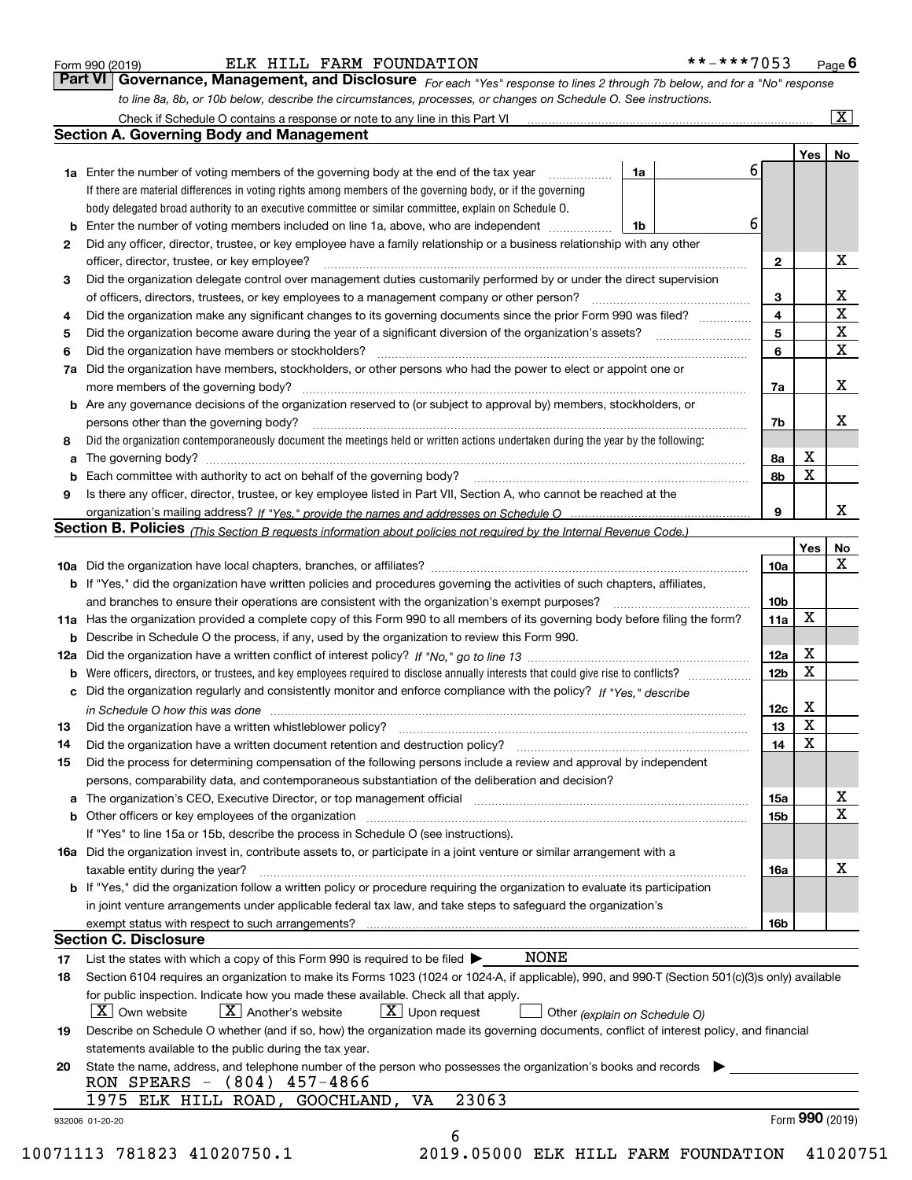Form 990 (2019) ELK HILL FARM FOUNDATION **-***7053 Page 6

**Part VI Governance, Management, and Disclosure** *For each "Yes" response to lines 2 through 7b below, and for a "No" response to line 8a, 8b, or 10b below, describe the circumstances, processes, or changes on Schedule O. See instructions.*

Check if Schedule O contains a response or note to any line in this Part VI ..... [X]

## Section A. Governing Body and Management

| | | | | Yes | No |
|---|---|---|---|---|---|
| **1a** | Enter the number of voting members of the governing body at the end of the tax year ..... **1a** 6 <br> If there are material differences in voting rights among members of the governing body, or if the governing body delegated broad authority to an executive committee or similar committee, explain on Schedule O. | | | | |
| **b** | Enter the number of voting members included on line 1a, above, who are independent ..... **1b** 6 | | | | |
| **2** | Did any officer, director, trustee, or key employee have a family relationship or a business relationship with any other officer, director, trustee, or key employee? | | 2 | | X |
| **3** | Did the organization delegate control over management duties customarily performed by or under the direct supervision of officers, directors, trustees, or key employees to a management company or other person? | | 3 | | X |
| **4** | Did the organization make any significant changes to its governing documents since the prior Form 990 was filed? | | 4 | | X |
| **5** | Did the organization become aware during the year of a significant diversion of the organization's assets? | | 5 | | X |
| **6** | Did the organization have members or stockholders? | | 6 | | X |
| **7a** | Did the organization have members, stockholders, or other persons who had the power to elect or appoint one or more members of the governing body? | | 7a | | X |
| **b** | Are any governance decisions of the organization reserved to (or subject to approval by) members, stockholders, or persons other than the governing body? | | 7b | | X |
| **8** | Did the organization contemporaneously document the meetings held or written actions undertaken during the year by the following: | | | | |
| **a** | The governing body? | | 8a | X | |
| **b** | Each committee with authority to act on behalf of the governing body? | | 8b | X | |
| **9** | Is there any officer, director, trustee, or key employee listed in Part VII, Section A, who cannot be reached at the organization's mailing address? *If "Yes," provide the names and addresses on Schedule O* | | 9 | | X |

## Section B. Policies *(This Section B requests information about policies not required by the Internal Revenue Code.)*

| | | | Yes | No |
|---|---|---|---|---|
| **10a** | Did the organization have local chapters, branches, or affiliates? | 10a | | X |
| **b** | If "Yes," did the organization have written policies and procedures governing the activities of such chapters, affiliates, and branches to ensure their operations are consistent with the organization's exempt purposes? | 10b | | |
| **11a** | Has the organization provided a complete copy of this Form 990 to all members of its governing body before filing the form? | 11a | X | |
| **b** | Describe in Schedule O the process, if any, used by the organization to review this Form 990. | | | |
| **12a** | Did the organization have a written conflict of interest policy? *If "No," go to line 13* | 12a | X | |
| **b** | Were officers, directors, or trustees, and key employees required to disclose annually interests that could give rise to conflicts? | 12b | X | |
| **c** | Did the organization regularly and consistently monitor and enforce compliance with the policy? *If "Yes," describe in Schedule O how this was done* | 12c | X | |
| **13** | Did the organization have a written whistleblower policy? | 13 | X | |
| **14** | Did the organization have a written document retention and destruction policy? | 14 | X | |
| **15** | Did the process for determining compensation of the following persons include a review and approval by independent persons, comparability data, and contemporaneous substantiation of the deliberation and decision? | | | |
| **a** | The organization's CEO, Executive Director, or top management official | 15a | | X |
| **b** | Other officers or key employees of the organization | 15b | | X |
| | If "Yes" to line 15a or 15b, describe the process in Schedule O (see instructions). | | | |
| **16a** | Did the organization invest in, contribute assets to, or participate in a joint venture or similar arrangement with a taxable entity during the year? | 16a | | X |
| **b** | If "Yes," did the organization follow a written policy or procedure requiring the organization to evaluate its participation in joint venture arrangements under applicable federal tax law, and take steps to safeguard the organization's exempt status with respect to such arrangements? | 16b | | |

## Section C. Disclosure

**17** List the states with which a copy of this Form 990 is required to be filed ▶ NONE

**18** Section 6104 requires an organization to make its Forms 1023 (1024 or 1024-A, if applicable), 990, and 990-T (Section 501(c)(3)s only) available for public inspection. Indicate how you made these available. Check all that apply.

[X] Own website [X] Another's website [X] Upon request [ ] Other *(explain on Schedule O)*

**19** Describe on Schedule O whether (and if so, how) the organization made its governing documents, conflict of interest policy, and financial statements available to the public during the tax year.

**20** State the name, address, and telephone number of the person who possesses the organization's books and records ▶

RON SPEARS - (804) 457-4866
1975 ELK HILL ROAD, GOOCHLAND, VA 23063

932006 01-20-20 Form **990** (2019)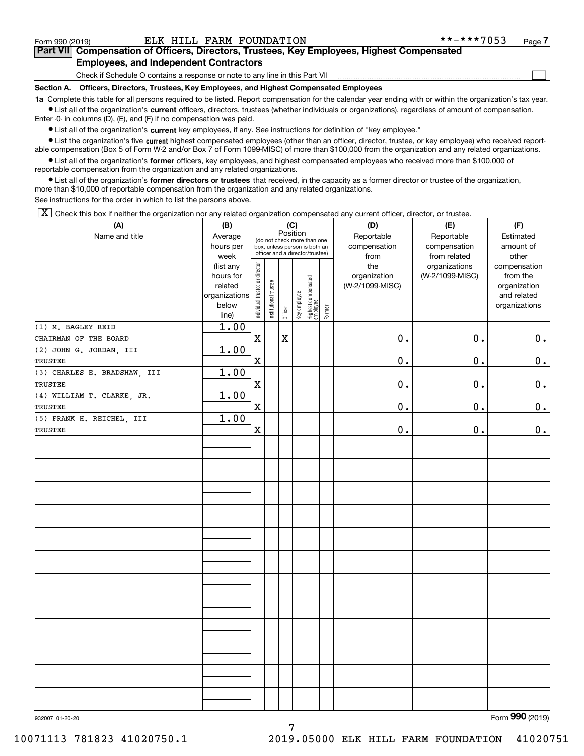Form 990 (2019) ELK HILL FARM FOUNDATION **-***7053 Page 7

## Part VII Compensation of Officers, Directors, Trustees, Key Employees, Highest Compensated Employees, and Independent Contractors

Check if Schedule O contains a response or note to any line in this Part VII ☐

### Section A. Officers, Directors, Trustees, Key Employees, and Highest Compensated Employees

**1a** Complete this table for all persons required to be listed. Report compensation for the calendar year ending with or within the organization's tax year.

- List all of the organization's **current** officers, directors, trustees (whether individuals or organizations), regardless of amount of compensation. Enter -0- in columns (D), (E), and (F) if no compensation was paid.
- List all of the organization's **current** key employees, if any. See instructions for definition of "key employee."
- List the organization's five **current** highest compensated employees (other than an officer, director, trustee, or key employee) who received reportable compensation (Box 5 of Form W-2 and/or Box 7 of Form 1099-MISC) of more than $100,000 from the organization and any related organizations.
- List all of the organization's **former** officers, key employees, and highest compensated employees who received more than $100,000 of reportable compensation from the organization and any related organizations.
- List all of the organization's **former directors or trustees** that received, in the capacity as a former director or trustee of the organization, more than $10,000 of reportable compensation from the organization and any related organizations.

See instructions for the order in which to list the persons above.

[X] Check this box if neither the organization nor any related organization compensated any current officer, director, or trustee.

| (A) Name and title | (B) Average hours per week (list any hours for related organizations below line) | (C) Position: Individual trustee or director | Institutional trustee | Officer | Key employee | Highest compensated employee | Former | (D) Reportable compensation from the organization (W-2/1099-MISC) | (E) Reportable compensation from related organizations (W-2/1099-MISC) | (F) Estimated amount of other compensation from the organization and related organizations |
|---|---|---|---|---|---|---|---|---|---|---|
| (1) M. BAGLEY REID<br>CHAIRMAN OF THE BOARD | 1.00 | X | | X | | | | 0. | 0. | 0. |
| (2) JOHN G. JORDAN, III<br>TRUSTEE | 1.00 | X | | | | | | 0. | 0. | 0. |
| (3) CHARLES E. BRADSHAW, III<br>TRUSTEE | 1.00 | X | | | | | | 0. | 0. | 0. |
| (4) WILLIAM T. CLARKE, JR.<br>TRUSTEE | 1.00 | X | | | | | | 0. | 0. | 0. |
| (5) FRANK H. REICHEL, III<br>TRUSTEE | 1.00 | X | | | | | | 0. | 0. | 0. |

932007 01-20-20 Form 990 (2019)

10071113 781823 41020750.1 2019.05000 ELK HILL FARM FOUNDATION 41020751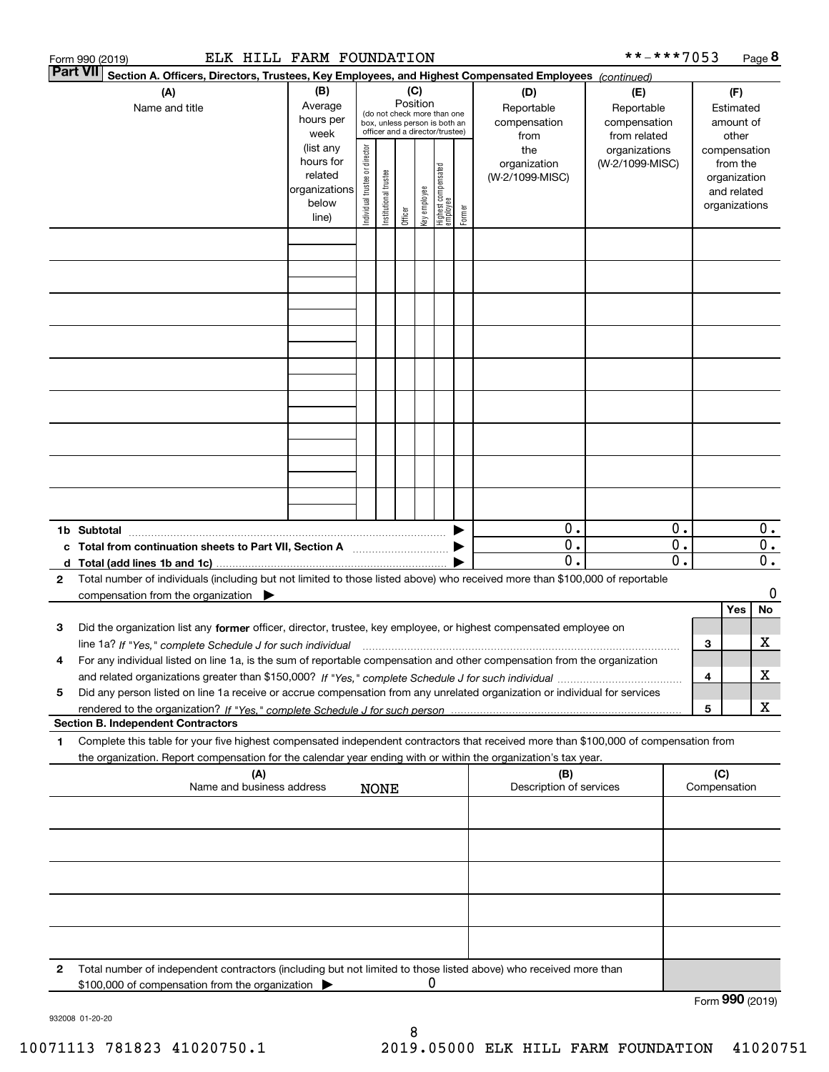Form 990 (2019) ELK HILL FARM FOUNDATION **-***7053 Page 8

**Part VII** **Section A. Officers, Directors, Trustees, Key Employees, and Highest Compensated Employees** *(continued)*

| (A) Name and title | (B) Average hours per week (list any hours for related organizations below line) | (C) Position (do not check more than one box, unless person is both an officer and a director/trustee) Individual trustee or director | Institutional trustee | Officer | Key employee | Highest compensated employee | Former | (D) Reportable compensation from the organization (W-2/1099-MISC) | (E) Reportable compensation from related organizations (W-2/1099-MISC) | (F) Estimated amount of other compensation from the organization and related organizations |
|---|---|---|---|---|---|---|---|---|---|---|
| | | | | | | | | | | |
| | | | | | | | | | | |
| | | | | | | | | | | |
| | | | | | | | | | | |
| | | | | | | | | | | |
| | | | | | | | | | | |
| | | | | | | | | | | |
| | | | | | | | | | | |
| | | | | | | | | | | |
| **1b Subtotal** | | | | | | | ▶ | 0. | 0. | 0. |
| **c Total from continuation sheets to Part VII, Section A** | | | | | | | ▶ | 0. | 0. | 0. |
| **d Total (add lines 1b and 1c)** | | | | | | | ▶ | 0. | 0. | 0. |

**2** Total number of individuals (including but not limited to those listed above) who received more than $100,000 of reportable compensation from the organization ▶ 0

| | | | Yes | No |
|---|---|---|---|---|
| **3** | Did the organization list any **former** officer, director, trustee, key employee, or highest compensated employee on line 1a? *If "Yes," complete Schedule J for such individual* | 3 | | X |
| **4** | For any individual listed on line 1a, is the sum of reportable compensation and other compensation from the organization and related organizations greater than $150,000? *If "Yes," complete Schedule J for such individual* | 4 | | X |
| **5** | Did any person listed on line 1a receive or accrue compensation from any unrelated organization or individual for services rendered to the organization? *If "Yes," complete Schedule J for such person* | 5 | | X |

**Section B. Independent Contractors**

**1** Complete this table for your five highest compensated independent contractors that received more than $100,000 of compensation from the organization. Report compensation for the calendar year ending with or within the organization's tax year.

| (A) Name and business address NONE | (B) Description of services | (C) Compensation |
|---|---|---|
| | | |
| | | |
| | | |
| | | |
| | | |

**2** Total number of independent contractors (including but not limited to those listed above) who received more than $100,000 of compensation from the organization ▶ 0

Form **990** (2019)

932008 01-20-20

10071113 781823 41020750.1 2019.05000 ELK HILL FARM FOUNDATION 41020751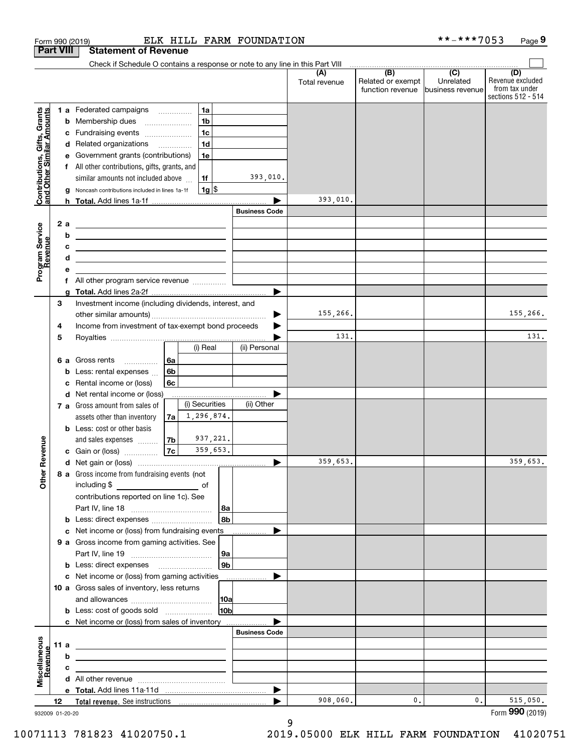Form 990 (2019) ELK HILL FARM FOUNDATION **-***7053 Page 9

**Part VIII Statement of Revenue**

Check if Schedule O contains a response or note to any line in this Part VIII

| | | | | (A) Total revenue | (B) Related or exempt function revenue | (C) Unrelated business revenue | (D) Revenue excluded from tax under sections 512 - 514 |
|---|---|---|---|---|---|---|---|
| **Contributions, Gifts, Grants and Other Similar Amounts** | 1 a Federated campaigns | 1a | | | | | |
| | b Membership dues | 1b | | | | | |
| | c Fundraising events | 1c | | | | | |
| | d Related organizations | 1d | | | | | |
| | e Government grants (contributions) | 1e | | | | | |
| | f All other contributions, gifts, grants, and similar amounts not included above | 1f | 393,010. | | | | |
| | g Noncash contributions included in lines 1a-1f | 1g | $ | | | | |
| | h **Total.** Add lines 1a-1f | | ▶ | 393,010. | | | |
| **Program Service Revenue** | | | Business Code | | | | |
| | 2 a | | | | | | |
| | b | | | | | | |
| | c | | | | | | |
| | d | | | | | | |
| | e | | | | | | |
| | f All other program service revenue | | | | | | |
| | g **Total.** Add lines 2a-2f | | ▶ | | | | |
| **Other Revenue** | 3 Investment income (including dividends, interest, and other similar amounts) | | ▶ | 155,266. | | | 155,266. |
| | 4 Income from investment of tax-exempt bond proceeds | | ▶ | | | | |
| | 5 Royalties | | ▶ | 131. | | | 131. |
| | | (i) Real | (ii) Personal | | | | |
| | 6 a Gross rents (6a) | | | | | | |
| | b Less: rental expenses (6b) | | | | | | |
| | c Rental income or (loss) (6c) | | | | | | |
| | d Net rental income or (loss) | | ▶ | | | | |
| | 7 a Gross amount from sales of assets other than inventory (7a) | (i) Securities 1,296,874. | (ii) Other | | | | |
| | b Less: cost or other basis and sales expenses (7b) | 937,221. | | | | | |
| | c Gain or (loss) (7c) | 359,653. | | | | | |
| | d Net gain or (loss) | | ▶ | 359,653. | | | 359,653. |
| | 8 a Gross income from fundraising events (not including $ ___ of contributions reported on line 1c). See Part IV, line 18 | 8a | | | | | |
| | b Less: direct expenses | 8b | | | | | |
| | c Net income or (loss) from fundraising events | | ▶ | | | | |
| | 9 a Gross income from gaming activities. See Part IV, line 19 | 9a | | | | | |
| | b Less: direct expenses | 9b | | | | | |
| | c Net income or (loss) from gaming activities | | ▶ | | | | |
| | 10 a Gross sales of inventory, less returns and allowances | 10a | | | | | |
| | b Less: cost of goods sold | 10b | | | | | |
| | c Net income or (loss) from sales of inventory | | ▶ | | | | |
| **Miscellaneous Revenue** | | | Business Code | | | | |
| | 11 a | | | | | | |
| | b | | | | | | |
| | c | | | | | | |
| | d All other revenue | | | | | | |
| | e **Total.** Add lines 11a-11d | | ▶ | | | | |
| | 12 **Total revenue.** See instructions | | ▶ | 908,060. | 0. | 0. | 515,050. |

932009 01-20-20 Form **990** (2019)

10071113 781823 41020750.1 2019.05000 ELK HILL FARM FOUNDATION 41020751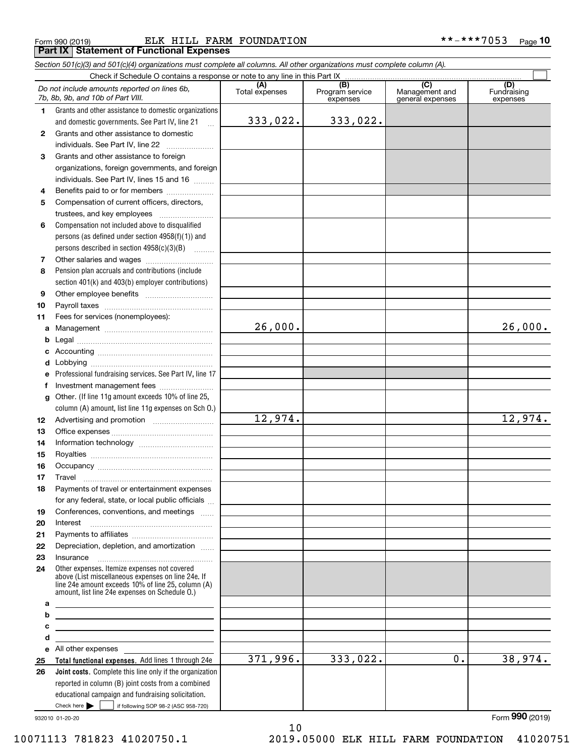Form 990 (2019) ELK HILL FARM FOUNDATION **-***7053 Page 10

## Part IX Statement of Functional Expenses

*Section 501(c)(3) and 501(c)(4) organizations must complete all columns. All other organizations must complete column (A).*

Check if Schedule O contains a response or note to any line in this Part IX ☐

| | *Do not include amounts reported on lines 6b, 7b, 8b, 9b, and 10b of Part VIII.* | (A) Total expenses | (B) Program service expenses | (C) Management and general expenses | (D) Fundraising expenses |
|---|---|---|---|---|---|
| 1 | Grants and other assistance to domestic organizations and domestic governments. See Part IV, line 21 | 333,022. | 333,022. | | |
| 2 | Grants and other assistance to domestic individuals. See Part IV, line 22 | | | | |
| 3 | Grants and other assistance to foreign organizations, foreign governments, and foreign individuals. See Part IV, lines 15 and 16 | | | | |
| 4 | Benefits paid to or for members | | | | |
| 5 | Compensation of current officers, directors, trustees, and key employees | | | | |
| 6 | Compensation not included above to disqualified persons (as defined under section 4958(f)(1)) and persons described in section 4958(c)(3)(B) | | | | |
| 7 | Other salaries and wages | | | | |
| 8 | Pension plan accruals and contributions (include section 401(k) and 403(b) employer contributions) | | | | |
| 9 | Other employee benefits | | | | |
| 10 | Payroll taxes | | | | |
| 11 | Fees for services (nonemployees): | | | | |
| a | Management | 26,000. | | | 26,000. |
| b | Legal | | | | |
| c | Accounting | | | | |
| d | Lobbying | | | | |
| e | Professional fundraising services. See Part IV, line 17 | | | | |
| f | Investment management fees | | | | |
| g | Other. (If line 11g amount exceeds 10% of line 25, column (A) amount, list line 11g expenses on Sch O.) | | | | |
| 12 | Advertising and promotion | 12,974. | | | 12,974. |
| 13 | Office expenses | | | | |
| 14 | Information technology | | | | |
| 15 | Royalties | | | | |
| 16 | Occupancy | | | | |
| 17 | Travel | | | | |
| 18 | Payments of travel or entertainment expenses for any federal, state, or local public officials | | | | |
| 19 | Conferences, conventions, and meetings | | | | |
| 20 | Interest | | | | |
| 21 | Payments to affiliates | | | | |
| 22 | Depreciation, depletion, and amortization | | | | |
| 23 | Insurance | | | | |
| 24 | Other expenses. Itemize expenses not covered above (List miscellaneous expenses on line 24e. If line 24e amount exceeds 10% of line 25, column (A) amount, list line 24e expenses on Schedule O.) | | | | |
| a | | | | | |
| b | | | | | |
| c | | | | | |
| d | | | | | |
| e | All other expenses | | | | |
| 25 | **Total functional expenses.** Add lines 1 through 24e | 371,996. | 333,022. | 0. | 38,974. |
| 26 | **Joint costs.** Complete this line only if the organization reported in column (B) joint costs from a combined educational campaign and fundraising solicitation. Check here ☐ if following SOP 98-2 (ASC 958-720) | | | | |

932010 01-20-20

Form **990** (2019)

10071113 781823 41020750.1 2019.05000 ELK HILL FARM FOUNDATION 41020751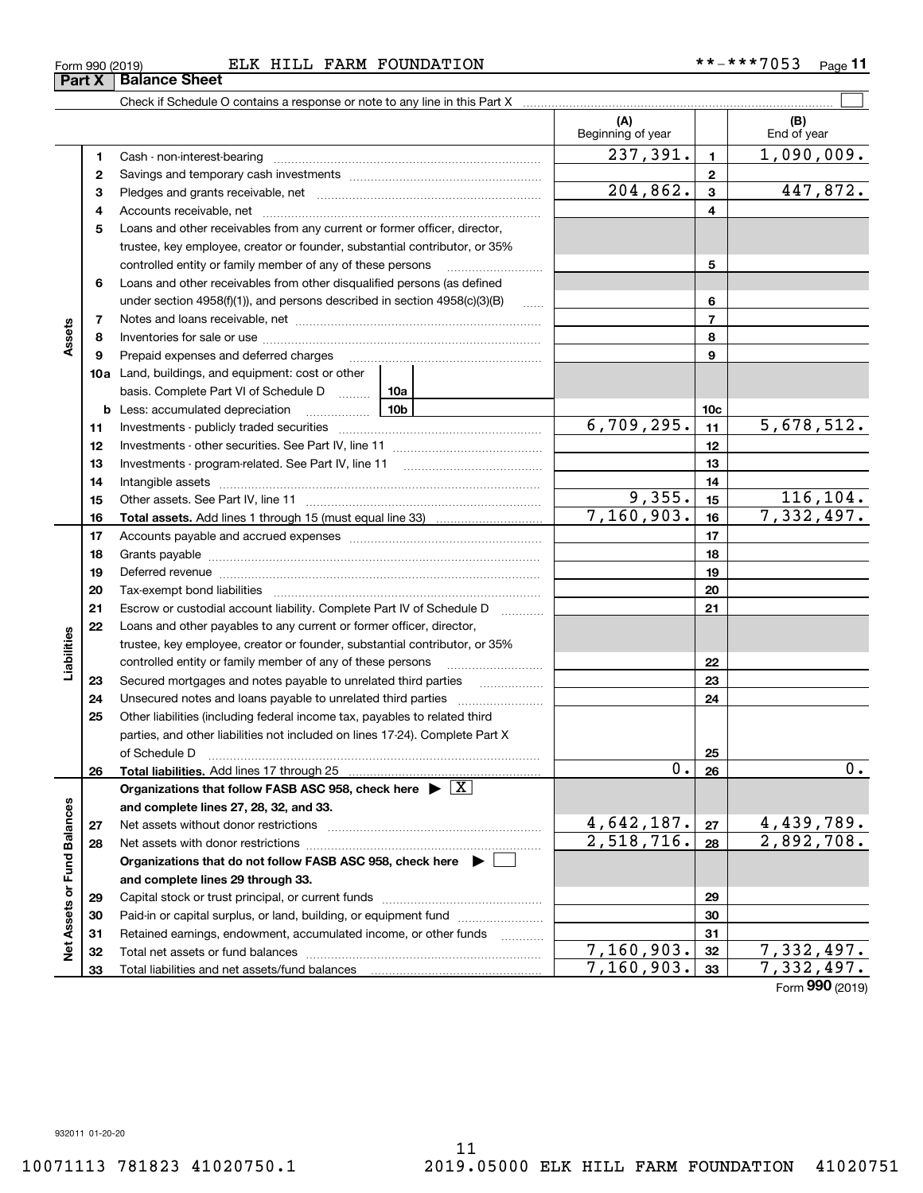Form 990 (2019) ELK HILL FARM FOUNDATION **-***7053 Page 11

## Part X Balance Sheet

Check if Schedule O contains a response or note to any line in this Part X

| | | | (A) Beginning of year | | (B) End of year |
|---|---|---|---|---|---|
| Assets | 1 | Cash - non-interest-bearing | 237,391. | 1 | 1,090,009. |
| | 2 | Savings and temporary cash investments | | 2 | |
| | 3 | Pledges and grants receivable, net | 204,862. | 3 | 447,872. |
| | 4 | Accounts receivable, net | | 4 | |
| | 5 | Loans and other receivables from any current or former officer, director, trustee, key employee, creator or founder, substantial contributor, or 35% controlled entity or family member of any of these persons | | 5 | |
| | 6 | Loans and other receivables from other disqualified persons (as defined under section 4958(f)(1)), and persons described in section 4958(c)(3)(B) | | 6 | |
| | 7 | Notes and loans receivable, net | | 7 | |
| | 8 | Inventories for sale or use | | 8 | |
| | 9 | Prepaid expenses and deferred charges | | 9 | |
| | 10a | Land, buildings, and equipment: cost or other basis. Complete Part VI of Schedule D 10a | | | |
| | b | Less: accumulated depreciation 10b | | 10c | |
| | 11 | Investments - publicly traded securities | 6,709,295. | 11 | 5,678,512. |
| | 12 | Investments - other securities. See Part IV, line 11 | | 12 | |
| | 13 | Investments - program-related. See Part IV, line 11 | | 13 | |
| | 14 | Intangible assets | | 14 | |
| | 15 | Other assets. See Part IV, line 11 | 9,355. | 15 | 116,104. |
| | 16 | **Total assets.** Add lines 1 through 15 (must equal line 33) | 7,160,903. | 16 | 7,332,497. |
| Liabilities | 17 | Accounts payable and accrued expenses | | 17 | |
| | 18 | Grants payable | | 18 | |
| | 19 | Deferred revenue | | 19 | |
| | 20 | Tax-exempt bond liabilities | | 20 | |
| | 21 | Escrow or custodial account liability. Complete Part IV of Schedule D | | 21 | |
| | 22 | Loans and other payables to any current or former officer, director, trustee, key employee, creator or founder, substantial contributor, or 35% controlled entity or family member of any of these persons | | 22 | |
| | 23 | Secured mortgages and notes payable to unrelated third parties | | 23 | |
| | 24 | Unsecured notes and loans payable to unrelated third parties | | 24 | |
| | 25 | Other liabilities (including federal income tax, payables to related third parties, and other liabilities not included on lines 17-24). Complete Part X of Schedule D | | 25 | |
| | 26 | **Total liabilities.** Add lines 17 through 25 | 0. | 26 | 0. |
| Net Assets or Fund Balances | | **Organizations that follow FASB ASC 958, check here** [X] **and complete lines 27, 28, 32, and 33.** | | | |
| | 27 | Net assets without donor restrictions | 4,642,187. | 27 | 4,439,789. |
| | 28 | Net assets with donor restrictions | 2,518,716. | 28 | 2,892,708. |
| | | **Organizations that do not follow FASB ASC 958, check here** [ ] **and complete lines 29 through 33.** | | | |
| | 29 | Capital stock or trust principal, or current funds | | 29 | |
| | 30 | Paid-in or capital surplus, or land, building, or equipment fund | | 30 | |
| | 31 | Retained earnings, endowment, accumulated income, or other funds | | 31 | |
| | 32 | Total net assets or fund balances | 7,160,903. | 32 | 7,332,497. |
| | 33 | Total liabilities and net assets/fund balances | 7,160,903. | 33 | 7,332,497. |

Form **990** (2019)

932011 01-20-20

10071113 781823 41020750.1 2019.05000 ELK HILL FARM FOUNDATION 41020751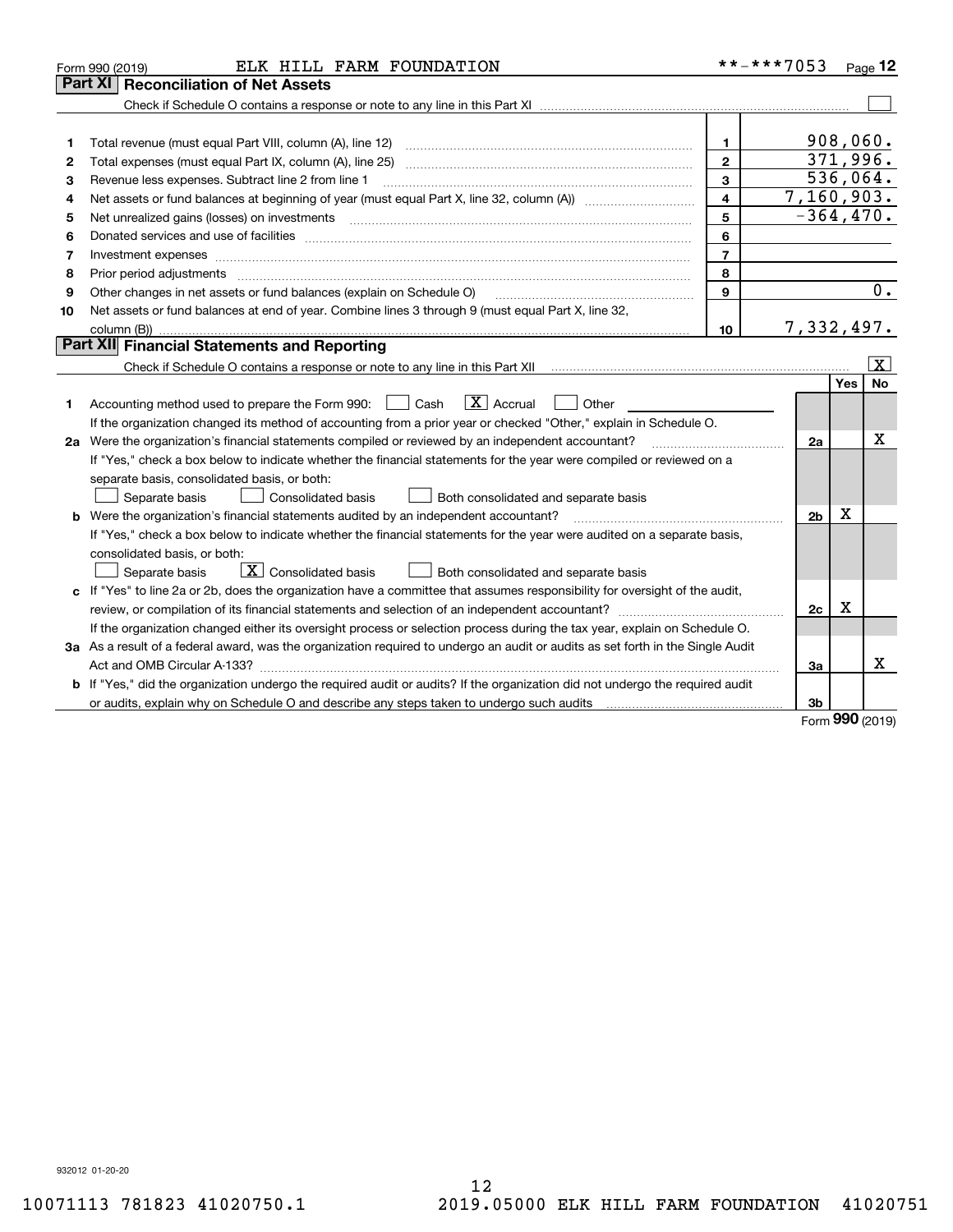Form 990 (2019) ELK HILL FARM FOUNDATION **-***7053

## Part XI Reconciliation of Net Assets

Check if Schedule O contains a response or note to any line in this Part XI ☐

| | | | |
|---|---|---|---|
| 1 | Total revenue (must equal Part VIII, column (A), line 12) | 1 | 908,060. |
| 2 | Total expenses (must equal Part IX, column (A), line 25) | 2 | 371,996. |
| 3 | Revenue less expenses. Subtract line 2 from line 1 | 3 | 536,064. |
| 4 | Net assets or fund balances at beginning of year (must equal Part X, line 32, column (A)) | 4 | 7,160,903. |
| 5 | Net unrealized gains (losses) on investments | 5 | -364,470. |
| 6 | Donated services and use of facilities | 6 | |
| 7 | Investment expenses | 7 | |
| 8 | Prior period adjustments | 8 | |
| 9 | Other changes in net assets or fund balances (explain on Schedule O) | 9 | 0. |
| 10 | Net assets or fund balances at end of year. Combine lines 3 through 9 (must equal Part X, line 32, column (B)) | 10 | 7,332,497. |

## Part XII Financial Statements and Reporting

Check if Schedule O contains a response or note to any line in this Part XII ☒

| | | | Yes | No |
|---|---|---|---|---|
| 1 | Accounting method used to prepare the Form 990: ☐ Cash ☒ Accrual ☐ Other<br>If the organization changed its method of accounting from a prior year or checked "Other," explain in Schedule O. | | | |
| 2a | Were the organization's financial statements compiled or reviewed by an independent accountant?<br>If "Yes," check a box below to indicate whether the financial statements for the year were compiled or reviewed on a separate basis, consolidated basis, or both:<br>☐ Separate basis ☐ Consolidated basis ☐ Both consolidated and separate basis | 2a | | X |
| b | Were the organization's financial statements audited by an independent accountant?<br>If "Yes," check a box below to indicate whether the financial statements for the year were audited on a separate basis, consolidated basis, or both:<br>☐ Separate basis ☒ Consolidated basis ☐ Both consolidated and separate basis | 2b | X | |
| c | If "Yes" to line 2a or 2b, does the organization have a committee that assumes responsibility for oversight of the audit, review, or compilation of its financial statements and selection of an independent accountant?<br>If the organization changed either its oversight process or selection process during the tax year, explain on Schedule O. | 2c | X | |
| 3a | As a result of a federal award, was the organization required to undergo an audit or audits as set forth in the Single Audit Act and OMB Circular A-133? | 3a | | X |
| b | If "Yes," did the organization undergo the required audit or audits? If the organization did not undergo the required audit or audits, explain why on Schedule O and describe any steps taken to undergo such audits | 3b | | |

Form **990** (2019)

932012 01-20-20

10071113 781823 41020750.1 2019.05000 ELK HILL FARM FOUNDATION 41020751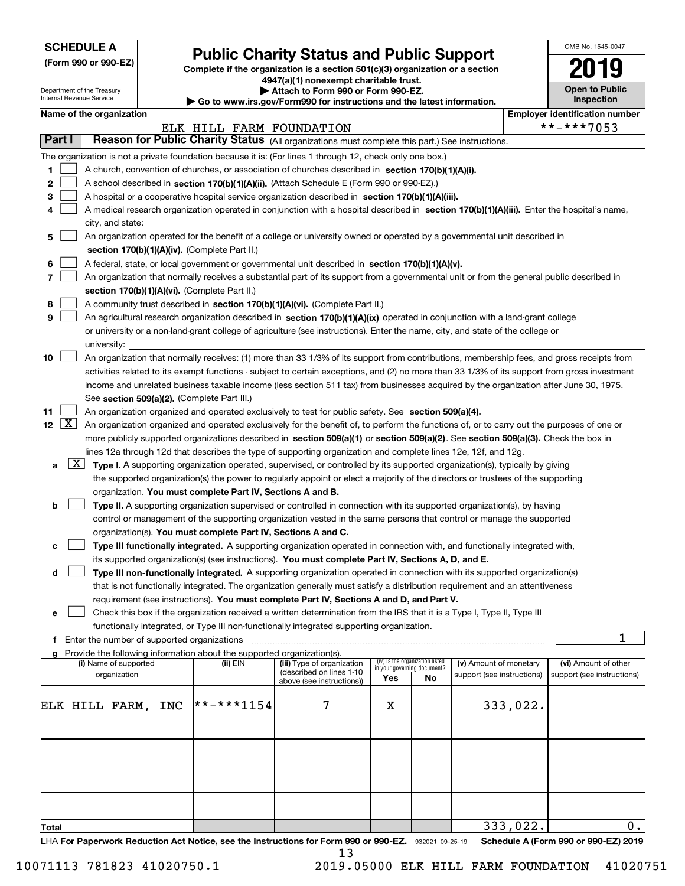**SCHEDULE A**
**(Form 990 or 990-EZ)**

Department of the Treasury
Internal Revenue Service

# Public Charity Status and Public Support

**Complete if the organization is a section 501(c)(3) organization or a section 4947(a)(1) nonexempt charitable trust.**
**▶ Attach to Form 990 or Form 990-EZ.**
**▶ Go to www.irs.gov/Form990 for instructions and the latest information.**

OMB No. 1545-0047
**2019**
**Open to Public Inspection**

**Name of the organization:** ELK HILL FARM FOUNDATION
**Employer identification number:** **-***7053

## Part I Reason for Public Charity Status (All organizations must complete this part.) See instructions.

The organization is not a private foundation because it is: (For lines 1 through 12, check only one box.)

1. [ ] A church, convention of churches, or association of churches described in **section 170(b)(1)(A)(i).**
2. [ ] A school described in **section 170(b)(1)(A)(ii).** (Attach Schedule E (Form 990 or 990-EZ).)
3. [ ] A hospital or a cooperative hospital service organization described in **section 170(b)(1)(A)(iii).**
4. [ ] A medical research organization operated in conjunction with a hospital described in **section 170(b)(1)(A)(iii).** Enter the hospital's name, city, and state:
5. [ ] An organization operated for the benefit of a college or university owned or operated by a governmental unit described in **section 170(b)(1)(A)(iv).** (Complete Part II.)
6. [ ] A federal, state, or local government or governmental unit described in **section 170(b)(1)(A)(v).**
7. [ ] An organization that normally receives a substantial part of its support from a governmental unit or from the general public described in **section 170(b)(1)(A)(vi).** (Complete Part II.)
8. [ ] A community trust described in **section 170(b)(1)(A)(vi).** (Complete Part II.)
9. [ ] An agricultural research organization described in **section 170(b)(1)(A)(ix)** operated in conjunction with a land-grant college or university or a non-land-grant college of agriculture (see instructions). Enter the name, city, and state of the college or university:
10. [ ] An organization that normally receives: (1) more than 33 1/3% of its support from contributions, membership fees, and gross receipts from activities related to its exempt functions - subject to certain exceptions, and (2) no more than 33 1/3% of its support from gross investment income and unrelated business taxable income (less section 511 tax) from businesses acquired by the organization after June 30, 1975. See **section 509(a)(2).** (Complete Part III.)
11. [ ] An organization organized and operated exclusively to test for public safety. See **section 509(a)(4).**
12. [X] An organization organized and operated exclusively for the benefit of, to perform the functions of, or to carry out the purposes of one or more publicly supported organizations described in **section 509(a)(1)** or **section 509(a)(2)**. See **section 509(a)(3).** Check the box in lines 12a through 12d that describes the type of supporting organization and complete lines 12e, 12f, and 12g.
   - **a** [X] **Type I.** A supporting organization operated, supervised, or controlled by its supported organization(s), typically by giving the supported organization(s) the power to regularly appoint or elect a majority of the directors or trustees of the supporting organization. **You must complete Part IV, Sections A and B.**
   - **b** [ ] **Type II.** A supporting organization supervised or controlled in connection with its supported organization(s), by having control or management of the supporting organization vested in the same persons that control or manage the supported organization(s). **You must complete Part IV, Sections A and C.**
   - **c** [ ] **Type III functionally integrated.** A supporting organization operated in connection with, and functionally integrated with, its supported organization(s) (see instructions). **You must complete Part IV, Sections A, D, and E.**
   - **d** [ ] **Type III non-functionally integrated.** A supporting organization operated in connection with its supported organization(s) that is not functionally integrated. The organization generally must satisfy a distribution requirement and an attentiveness requirement (see instructions). **You must complete Part IV, Sections A and D, and Part V.**
   - **e** [ ] Check this box if the organization received a written determination from the IRS that it is a Type I, Type II, Type III functionally integrated, or Type III non-functionally integrated supporting organization.
   - **f** Enter the number of supported organizations: 1
   - **g** Provide the following information about the supported organization(s).

| (i) Name of supported organization | (ii) EIN | (iii) Type of organization (described on lines 1-10 above (see instructions)) | (iv) Is the organization listed in your governing document? Yes | No | (v) Amount of monetary support (see instructions) | (vi) Amount of other support (see instructions) |
|---|---|---|---|---|---|---|
| ELK HILL FARM, INC | **-***1154 | 7 | X | | 333,022. | |
| | | | | | | |
| | | | | | | |
| | | | | | | |
| | | | | | | |
| **Total** | | | | | 333,022. | 0. |

LHA **For Paperwork Reduction Act Notice, see the Instructions for Form 990 or 990-EZ.** 932021 09-25-19 **Schedule A (Form 990 or 990-EZ) 2019**

10071113 781823 41020750.1 2019.05000 ELK HILL FARM FOUNDATION 41020751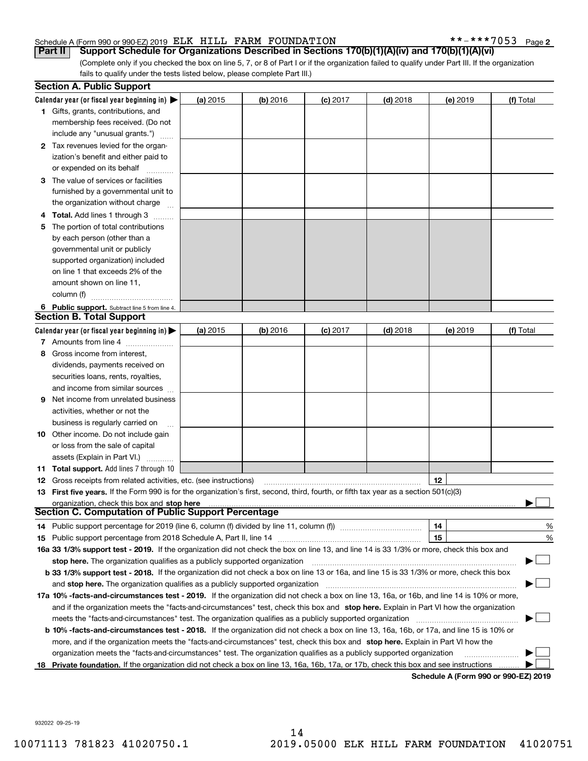Schedule A (Form 990 or 990-EZ) 2019 ELK HILL FARM FOUNDATION **-***7053 Page 2

**Part II Support Schedule for Organizations Described in Sections 170(b)(1)(A)(iv) and 170(b)(1)(A)(vi)**

(Complete only if you checked the box on line 5, 7, or 8 of Part I or if the organization failed to qualify under Part III. If the organization fails to qualify under the tests listed below, please complete Part III.)

**Section A. Public Support**

| Calendar year (or fiscal year beginning in) ▶ | (a) 2015 | (b) 2016 | (c) 2017 | (d) 2018 | (e) 2019 | (f) Total |
|---|---|---|---|---|---|---|
| **1** Gifts, grants, contributions, and membership fees received. (Do not include any "unusual grants.") | | | | | | |
| **2** Tax revenues levied for the organization's benefit and either paid to or expended on its behalf | | | | | | |
| **3** The value of services or facilities furnished by a governmental unit to the organization without charge | | | | | | |
| **4 Total.** Add lines 1 through 3 | | | | | | |
| **5** The portion of total contributions by each person (other than a governmental unit or publicly supported organization) included on line 1 that exceeds 2% of the amount shown on line 11, column (f) | | | | | | |
| **6 Public support.** Subtract line 5 from line 4. | | | | | | |

**Section B. Total Support**

| Calendar year (or fiscal year beginning in) ▶ | (a) 2015 | (b) 2016 | (c) 2017 | (d) 2018 | (e) 2019 | (f) Total |
|---|---|---|---|---|---|---|
| **7** Amounts from line 4 | | | | | | |
| **8** Gross income from interest, dividends, payments received on securities loans, rents, royalties, and income from similar sources | | | | | | |
| **9** Net income from unrelated business activities, whether or not the business is regularly carried on | | | | | | |
| **10** Other income. Do not include gain or loss from the sale of capital assets (Explain in Part VI.) | | | | | | |
| **11 Total support.** Add lines 7 through 10 | | | | | | |

**12** Gross receipts from related activities, etc. (see instructions) | **12** |

**13 First five years.** If the Form 990 is for the organization's first, second, third, fourth, or fifth tax year as a section 501(c)(3) organization, check this box and **stop here** ▶ ☐

**Section C. Computation of Public Support Percentage**

**14** Public support percentage for 2019 (line 6, column (f) divided by line 11, column (f)) | **14** | %

**15** Public support percentage from 2018 Schedule A, Part II, line 14 | **15** | %

**16a 33 1/3% support test - 2019.** If the organization did not check the box on line 13, and line 14 is 33 1/3% or more, check this box and **stop here.** The organization qualifies as a publicly supported organization ▶ ☐

**b 33 1/3% support test - 2018.** If the organization did not check a box on line 13 or 16a, and line 15 is 33 1/3% or more, check this box and **stop here.** The organization qualifies as a publicly supported organization ▶ ☐

**17a 10% -facts-and-circumstances test - 2019.** If the organization did not check a box on line 13, 16a, or 16b, and line 14 is 10% or more, and if the organization meets the "facts-and-circumstances" test, check this box and **stop here.** Explain in Part VI how the organization meets the "facts-and-circumstances" test. The organization qualifies as a publicly supported organization ▶ ☐

**b 10% -facts-and-circumstances test - 2018.** If the organization did not check a box on line 13, 16a, 16b, or 17a, and line 15 is 10% or more, and if the organization meets the "facts-and-circumstances" test, check this box and **stop here.** Explain in Part VI how the organization meets the "facts-and-circumstances" test. The organization qualifies as a publicly supported organization ▶ ☐

**18 Private foundation.** If the organization did not check a box on line 13, 16a, 16b, 17a, or 17b, check this box and see instructions ▶ ☐

**Schedule A (Form 990 or 990-EZ) 2019**

932022 09-25-19

10071113 781823 41020750.1 2019.05000 ELK HILL FARM FOUNDATION 41020751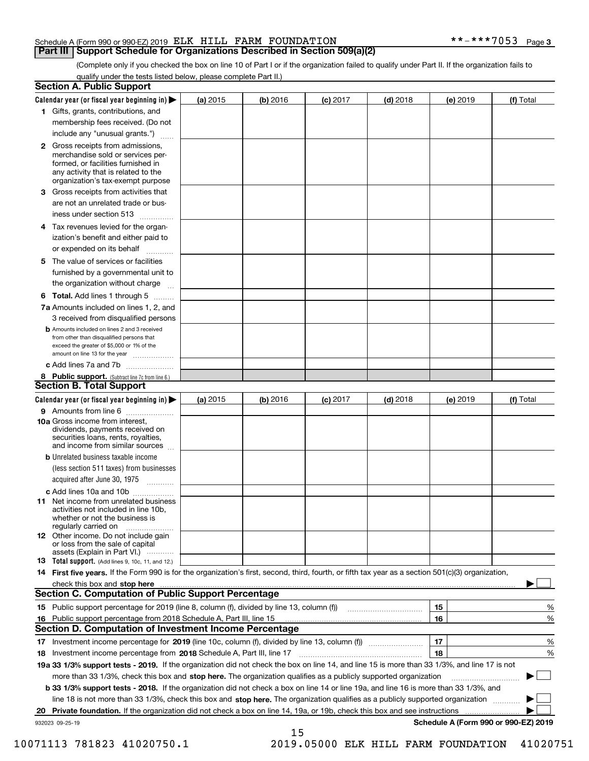Schedule A (Form 990 or 990-EZ) 2019 ELK HILL FARM FOUNDATION **-***7053 Page 3

## Part III Support Schedule for Organizations Described in Section 509(a)(2)

(Complete only if you checked the box on line 10 of Part I or if the organization failed to qualify under Part II. If the organization fails to qualify under the tests listed below, please complete Part II.)

### Section A. Public Support

| Calendar year (or fiscal year beginning in) ▶ | (a) 2015 | (b) 2016 | (c) 2017 | (d) 2018 | (e) 2019 | (f) Total |
|---|---|---|---|---|---|---|
| 1 Gifts, grants, contributions, and membership fees received. (Do not include any "unusual grants.") | | | | | | |
| 2 Gross receipts from admissions, merchandise sold or services performed, or facilities furnished in any activity that is related to the organization's tax-exempt purpose | | | | | | |
| 3 Gross receipts from activities that are not an unrelated trade or business under section 513 | | | | | | |
| 4 Tax revenues levied for the organization's benefit and either paid to or expended on its behalf | | | | | | |
| 5 The value of services or facilities furnished by a governmental unit to the organization without charge | | | | | | |
| 6 **Total.** Add lines 1 through 5 | | | | | | |
| 7a Amounts included on lines 1, 2, and 3 received from disqualified persons | | | | | | |
| b Amounts included on lines 2 and 3 received from other than disqualified persons that exceed the greater of $5,000 or 1% of the amount on line 13 for the year | | | | | | |
| c Add lines 7a and 7b | | | | | | |
| 8 **Public support.** (Subtract line 7c from line 6.) | | | | | | |

### Section B. Total Support

| Calendar year (or fiscal year beginning in) ▶ | (a) 2015 | (b) 2016 | (c) 2017 | (d) 2018 | (e) 2019 | (f) Total |
|---|---|---|---|---|---|---|
| 9 Amounts from line 6 | | | | | | |
| 10a Gross income from interest, dividends, payments received on securities loans, rents, royalties, and income from similar sources | | | | | | |
| b Unrelated business taxable income (less section 511 taxes) from businesses acquired after June 30, 1975 | | | | | | |
| c Add lines 10a and 10b | | | | | | |
| 11 Net income from unrelated business activities not included in line 10b, whether or not the business is regularly carried on | | | | | | |
| 12 Other income. Do not include gain or loss from the sale of capital assets (Explain in Part VI.) | | | | | | |
| 13 **Total support.** (Add lines 9, 10c, 11, and 12.) | | | | | | |

14 **First five years.** If the Form 990 is for the organization's first, second, third, fourth, or fifth tax year as a section 501(c)(3) organization, check this box and **stop here** ▶ ☐

### Section C. Computation of Public Support Percentage

| | | | |
|---|---|---|---|
| 15 | Public support percentage for 2019 (line 8, column (f), divided by line 13, column (f)) | 15 | % |
| 16 | Public support percentage from 2018 Schedule A, Part III, line 15 | 16 | % |

### Section D. Computation of Investment Income Percentage

| | | | |
|---|---|---|---|
| 17 | Investment income percentage for **2019** (line 10c, column (f), divided by line 13, column (f)) | 17 | % |
| 18 | Investment income percentage from **2018** Schedule A, Part III, line 17 | 18 | % |

**19a 33 1/3% support tests - 2019.** If the organization did not check the box on line 14, and line 15 is more than 33 1/3%, and line 17 is not more than 33 1/3%, check this box and **stop here.** The organization qualifies as a publicly supported organization ▶ ☐

**b 33 1/3% support tests - 2018.** If the organization did not check a box on line 14 or line 19a, and line 16 is more than 33 1/3%, and line 18 is not more than 33 1/3%, check this box and **stop here.** The organization qualifies as a publicly supported organization ▶ ☐

**20 Private foundation.** If the organization did not check a box on line 14, 19a, or 19b, check this box and see instructions ▶ ☐

932023 09-25-19 **Schedule A (Form 990 or 990-EZ) 2019**

10071113 781823 41020750.1 2019.05000 ELK HILL FARM FOUNDATION 41020751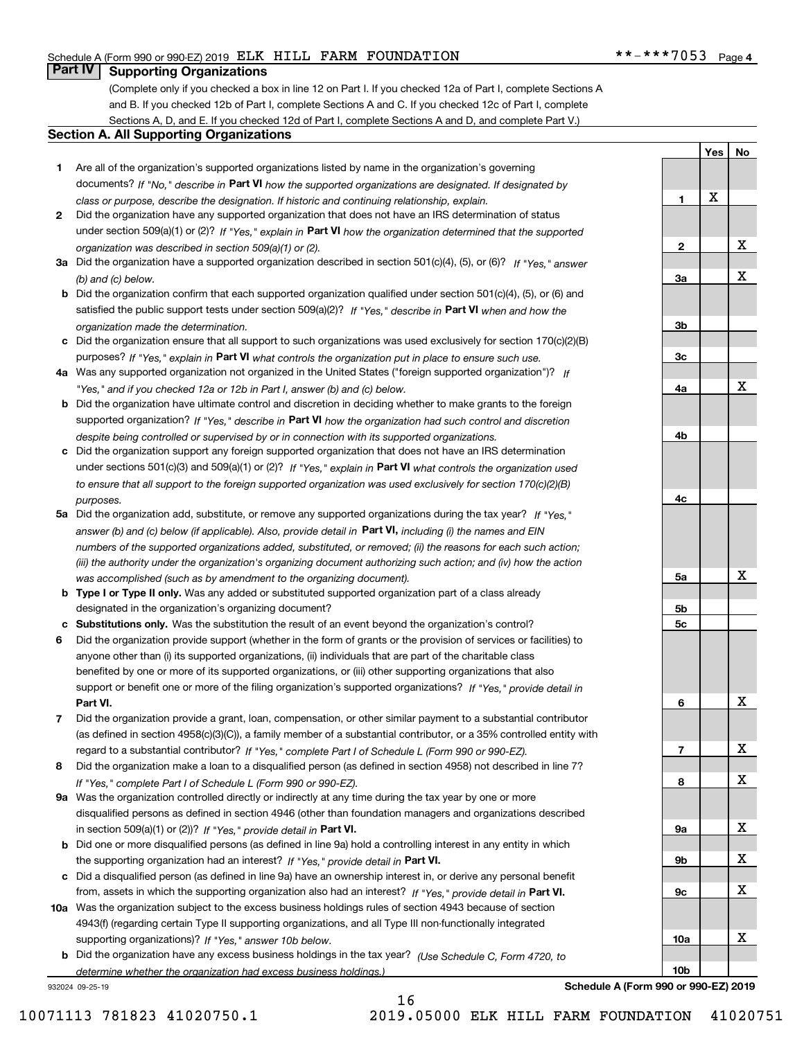Schedule A (Form 990 or 990-EZ) 2019 ELK HILL FARM FOUNDATION **-***7053 Page 4

## Part IV Supporting Organizations

(Complete only if you checked a box in line 12 on Part I. If you checked 12a of Part I, complete Sections A and B. If you checked 12b of Part I, complete Sections A and C. If you checked 12c of Part I, complete Sections A, D, and E. If you checked 12d of Part I, complete Sections A and D, and complete Part V.)

### Section A. All Supporting Organizations

| | | Line | Yes | No |
|---|---|---|---|---|
| 1 | Are all of the organization's supported organizations listed by name in the organization's governing documents? *If "No," describe in* **Part VI** *how the supported organizations are designated. If designated by class or purpose, describe the designation. If historic and continuing relationship, explain.* | 1 | X | |
| 2 | Did the organization have any supported organization that does not have an IRS determination of status under section 509(a)(1) or (2)? *If "Yes," explain in* **Part VI** *how the organization determined that the supported organization was described in section 509(a)(1) or (2).* | 2 | | X |
| 3a | Did the organization have a supported organization described in section 501(c)(4), (5), or (6)? *If "Yes," answer (b) and (c) below.* | 3a | | X |
| b | Did the organization confirm that each supported organization qualified under section 501(c)(4), (5), or (6) and satisfied the public support tests under section 509(a)(2)? *If "Yes," describe in* **Part VI** *when and how the organization made the determination.* | 3b | | |
| c | Did the organization ensure that all support to such organizations was used exclusively for section 170(c)(2)(B) purposes? *If "Yes," explain in* **Part VI** *what controls the organization put in place to ensure such use.* | 3c | | |
| 4a | Was any supported organization not organized in the United States ("foreign supported organization")? *If "Yes," and if you checked 12a or 12b in Part I, answer (b) and (c) below.* | 4a | | X |
| b | Did the organization have ultimate control and discretion in deciding whether to make grants to the foreign supported organization? *If "Yes," describe in* **Part VI** *how the organization had such control and discretion despite being controlled or supervised by or in connection with its supported organizations.* | 4b | | |
| c | Did the organization support any foreign supported organization that does not have an IRS determination under sections 501(c)(3) and 509(a)(1) or (2)? *If "Yes," explain in* **Part VI** *what controls the organization used to ensure that all support to the foreign supported organization was used exclusively for section 170(c)(2)(B) purposes.* | 4c | | |
| 5a | Did the organization add, substitute, or remove any supported organizations during the tax year? *If "Yes," answer (b) and (c) below (if applicable). Also, provide detail in* **Part VI,** *including (i) the names and EIN numbers of the supported organizations added, substituted, or removed; (ii) the reasons for each such action; (iii) the authority under the organization's organizing document authorizing such action; and (iv) how the action was accomplished (such as by amendment to the organizing document).* | 5a | | X |
| b | **Type I or Type II only.** Was any added or substituted supported organization part of a class already designated in the organization's organizing document? | 5b | | |
| c | **Substitutions only.** Was the substitution the result of an event beyond the organization's control? | 5c | | |
| 6 | Did the organization provide support (whether in the form of grants or the provision of services or facilities) to anyone other than (i) its supported organizations, (ii) individuals that are part of the charitable class benefited by one or more of its supported organizations, or (iii) other supporting organizations that also support or benefit one or more of the filing organization's supported organizations? *If "Yes," provide detail in* **Part VI.** | 6 | | X |
| 7 | Did the organization provide a grant, loan, compensation, or other similar payment to a substantial contributor (as defined in section 4958(c)(3)(C)), a family member of a substantial contributor, or a 35% controlled entity with regard to a substantial contributor? *If "Yes," complete Part I of Schedule L (Form 990 or 990-EZ).* | 7 | | X |
| 8 | Did the organization make a loan to a disqualified person (as defined in section 4958) not described in line 7? *If "Yes," complete Part I of Schedule L (Form 990 or 990-EZ).* | 8 | | X |
| 9a | Was the organization controlled directly or indirectly at any time during the tax year by one or more disqualified persons as defined in section 4946 (other than foundation managers and organizations described in section 509(a)(1) or (2))? *If "Yes," provide detail in* **Part VI.** | 9a | | X |
| b | Did one or more disqualified persons (as defined in line 9a) hold a controlling interest in any entity in which the supporting organization had an interest? *If "Yes," provide detail in* **Part VI.** | 9b | | X |
| c | Did a disqualified person (as defined in line 9a) have an ownership interest in, or derive any personal benefit from, assets in which the supporting organization also had an interest? *If "Yes," provide detail in* **Part VI.** | 9c | | X |
| 10a | Was the organization subject to the excess business holdings rules of section 4943 because of section 4943(f) (regarding certain Type II supporting organizations, and all Type III non-functionally integrated supporting organizations)? *If "Yes," answer 10b below.* | 10a | | X |
| b | Did the organization have any excess business holdings in the tax year? *(Use Schedule C, Form 4720, to determine whether the organization had excess business holdings.)* | 10b | | |

932024 09-25-19 **Schedule A (Form 990 or 990-EZ) 2019**

10071113 781823 41020750.1 2019.05000 ELK HILL FARM FOUNDATION 41020751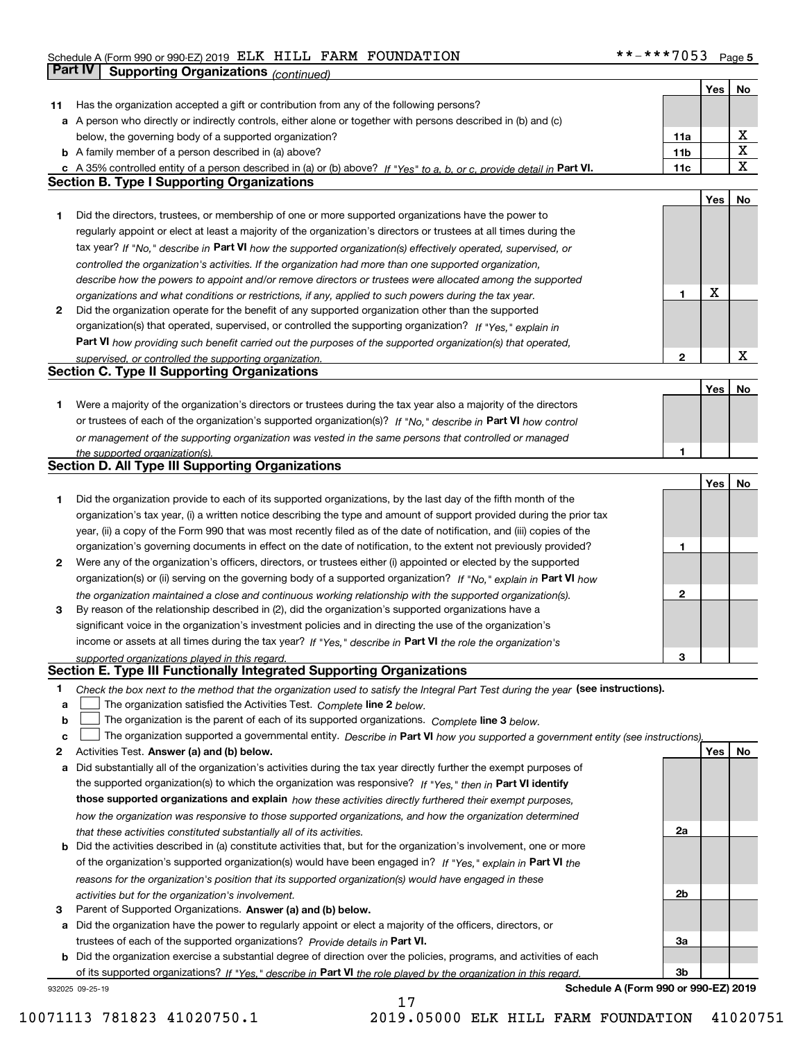Schedule A (Form 990 or 990-EZ) 2019 ELK HILL FARM FOUNDATION **-***7053 Page 5

## Part IV Supporting Organizations *(continued)*

| | | | Yes | No |
|---|---|---|---|---|
| **11** | Has the organization accepted a gift or contribution from any of the following persons? | | | |
| **a** | A person who directly or indirectly controls, either alone or together with persons described in (b) and (c) below, the governing body of a supported organization? | 11a | | X |
| **b** | A family member of a person described in (a) above? | 11b | | X |
| **c** | A 35% controlled entity of a person described in (a) or (b) above? *If "Yes" to a, b, or c, provide detail in* **Part VI.** | 11c | | X |

### Section B. Type I Supporting Organizations

| | | | Yes | No |
|---|---|---|---|---|
| **1** | Did the directors, trustees, or membership of one or more supported organizations have the power to regularly appoint or elect at least a majority of the organization's directors or trustees at all times during the tax year? *If "No," describe in* **Part VI** *how the supported organization(s) effectively operated, supervised, or controlled the organization's activities. If the organization had more than one supported organization, describe how the powers to appoint and/or remove directors or trustees were allocated among the supported organizations and what conditions or restrictions, if any, applied to such powers during the tax year.* | 1 | X | |
| **2** | Did the organization operate for the benefit of any supported organization other than the supported organization(s) that operated, supervised, or controlled the supporting organization? *If "Yes," explain in* **Part VI** *how providing such benefit carried out the purposes of the supported organization(s) that operated, supervised, or controlled the supporting organization.* | 2 | | X |

### Section C. Type II Supporting Organizations

| | | | Yes | No |
|---|---|---|---|---|
| **1** | Were a majority of the organization's directors or trustees during the tax year also a majority of the directors or trustees of each of the organization's supported organization(s)? *If "No," describe in* **Part VI** *how control or management of the supporting organization was vested in the same persons that controlled or managed the supported organization(s).* | 1 | | |

### Section D. All Type III Supporting Organizations

| | | | Yes | No |
|---|---|---|---|---|
| **1** | Did the organization provide to each of its supported organizations, by the last day of the fifth month of the organization's tax year, (i) a written notice describing the type and amount of support provided during the prior tax year, (ii) a copy of the Form 990 that was most recently filed as of the date of notification, and (iii) copies of the organization's governing documents in effect on the date of notification, to the extent not previously provided? | 1 | | |
| **2** | Were any of the organization's officers, directors, or trustees either (i) appointed or elected by the supported organization(s) or (ii) serving on the governing body of a supported organization? *If "No," explain in* **Part VI** *how the organization maintained a close and continuous working relationship with the supported organization(s).* | 2 | | |
| **3** | By reason of the relationship described in (2), did the organization's supported organizations have a significant voice in the organization's investment policies and in directing the use of the organization's income or assets at all times during the tax year? *If "Yes," describe in* **Part VI** *the role the organization's supported organizations played in this regard.* | 3 | | |

### Section E. Type III Functionally Integrated Supporting Organizations

**1** *Check the box next to the method that the organization used to satisfy the Integral Part Test during the year* **(see instructions).**

- **a** ☐ The organization satisfied the Activities Test. *Complete* **line 2** *below.*
- **b** ☐ The organization is the parent of each of its supported organizations. *Complete* **line 3** *below.*
- **c** ☐ The organization supported a governmental entity. *Describe in* **Part VI** *how you supported a government entity (see instructions).*

| | | | Yes | No |
|---|---|---|---|---|
| **2** | Activities Test. **Answer (a) and (b) below.** | | | |
| **a** | Did substantially all of the organization's activities during the tax year directly further the exempt purposes of the supported organization(s) to which the organization was responsive? *If "Yes," then in* **Part VI identify those supported organizations and explain** *how these activities directly furthered their exempt purposes, how the organization was responsive to those supported organizations, and how the organization determined that these activities constituted substantially all of its activities.* | 2a | | |
| **b** | Did the activities described in (a) constitute activities that, but for the organization's involvement, one or more of the organization's supported organization(s) would have been engaged in? *If "Yes," explain in* **Part VI** *the reasons for the organization's position that its supported organization(s) would have engaged in these activities but for the organization's involvement.* | 2b | | |
| **3** | Parent of Supported Organizations. **Answer (a) and (b) below.** | | | |
| **a** | Did the organization have the power to regularly appoint or elect a majority of the officers, directors, or trustees of each of the supported organizations? *Provide details in* **Part VI.** | 3a | | |
| **b** | Did the organization exercise a substantial degree of direction over the policies, programs, and activities of each of its supported organizations? *If "Yes," describe in* **Part VI** *the role played by the organization in this regard.* | 3b | | |

932025 09-25-19 **Schedule A (Form 990 or 990-EZ) 2019**

10071113 781823 41020750.1 2019.05000 ELK HILL FARM FOUNDATION 41020751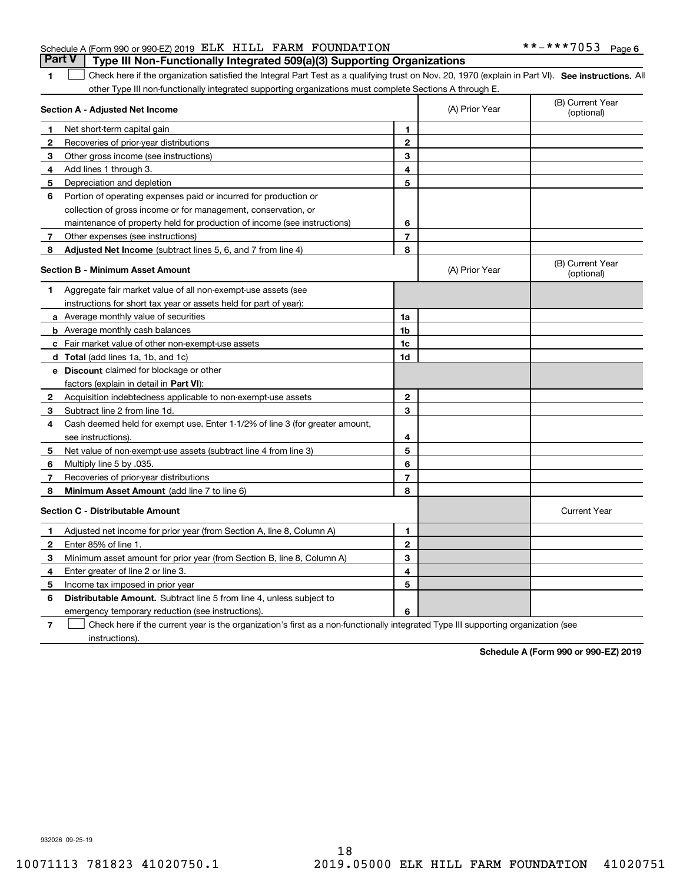Schedule A (Form 990 or 990-EZ) 2019 ELK HILL FARM FOUNDATION **-***7053 Page 6

## Part V Type III Non-Functionally Integrated 509(a)(3) Supporting Organizations

**1** ☐ Check here if the organization satisfied the Integral Part Test as a qualifying trust on Nov. 20, 1970 (explain in Part VI). **See instructions.** All other Type III non-functionally integrated supporting organizations must complete Sections A through E.

| **Section A - Adjusted Net Income** | | | (A) Prior Year | (B) Current Year (optional) |
|---|---|---|---|---|
| **1** | Net short-term capital gain | 1 | | |
| **2** | Recoveries of prior-year distributions | 2 | | |
| **3** | Other gross income (see instructions) | 3 | | |
| **4** | Add lines 1 through 3. | 4 | | |
| **5** | Depreciation and depletion | 5 | | |
| **6** | Portion of operating expenses paid or incurred for production or collection of gross income or for management, conservation, or maintenance of property held for production of income (see instructions) | 6 | | |
| **7** | Other expenses (see instructions) | 7 | | |
| **8** | **Adjusted Net Income** (subtract lines 5, 6, and 7 from line 4) | 8 | | |

| **Section B - Minimum Asset Amount** | | | (A) Prior Year | (B) Current Year (optional) |
|---|---|---|---|---|
| **1** | Aggregate fair market value of all non-exempt-use assets (see instructions for short tax year or assets held for part of year): | | | |
| **a** | Average monthly value of securities | 1a | | |
| **b** | Average monthly cash balances | 1b | | |
| **c** | Fair market value of other non-exempt-use assets | 1c | | |
| **d** | **Total** (add lines 1a, 1b, and 1c) | 1d | | |
| **e** | **Discount** claimed for blockage or other factors (explain in detail in **Part VI**): | | | |
| **2** | Acquisition indebtedness applicable to non-exempt-use assets | 2 | | |
| **3** | Subtract line 2 from line 1d. | 3 | | |
| **4** | Cash deemed held for exempt use. Enter 1-1/2% of line 3 (for greater amount, see instructions). | 4 | | |
| **5** | Net value of non-exempt-use assets (subtract line 4 from line 3) | 5 | | |
| **6** | Multiply line 5 by .035. | 6 | | |
| **7** | Recoveries of prior-year distributions | 7 | | |
| **8** | **Minimum Asset Amount** (add line 7 to line 6) | 8 | | |

| **Section C - Distributable Amount** | | | | Current Year |
|---|---|---|---|---|
| **1** | Adjusted net income for prior year (from Section A, line 8, Column A) | 1 | | |
| **2** | Enter 85% of line 1. | 2 | | |
| **3** | Minimum asset amount for prior year (from Section B, line 8, Column A) | 3 | | |
| **4** | Enter greater of line 2 or line 3. | 4 | | |
| **5** | Income tax imposed in prior year | 5 | | |
| **6** | **Distributable Amount.** Subtract line 5 from line 4, unless subject to emergency temporary reduction (see instructions). | 6 | | |

**7** ☐ Check here if the current year is the organization's first as a non-functionally integrated Type III supporting organization (see instructions).

**Schedule A (Form 990 or 990-EZ) 2019**

932026 09-25-19

10071113 781823 41020750.1 2019.05000 ELK HILL FARM FOUNDATION 41020751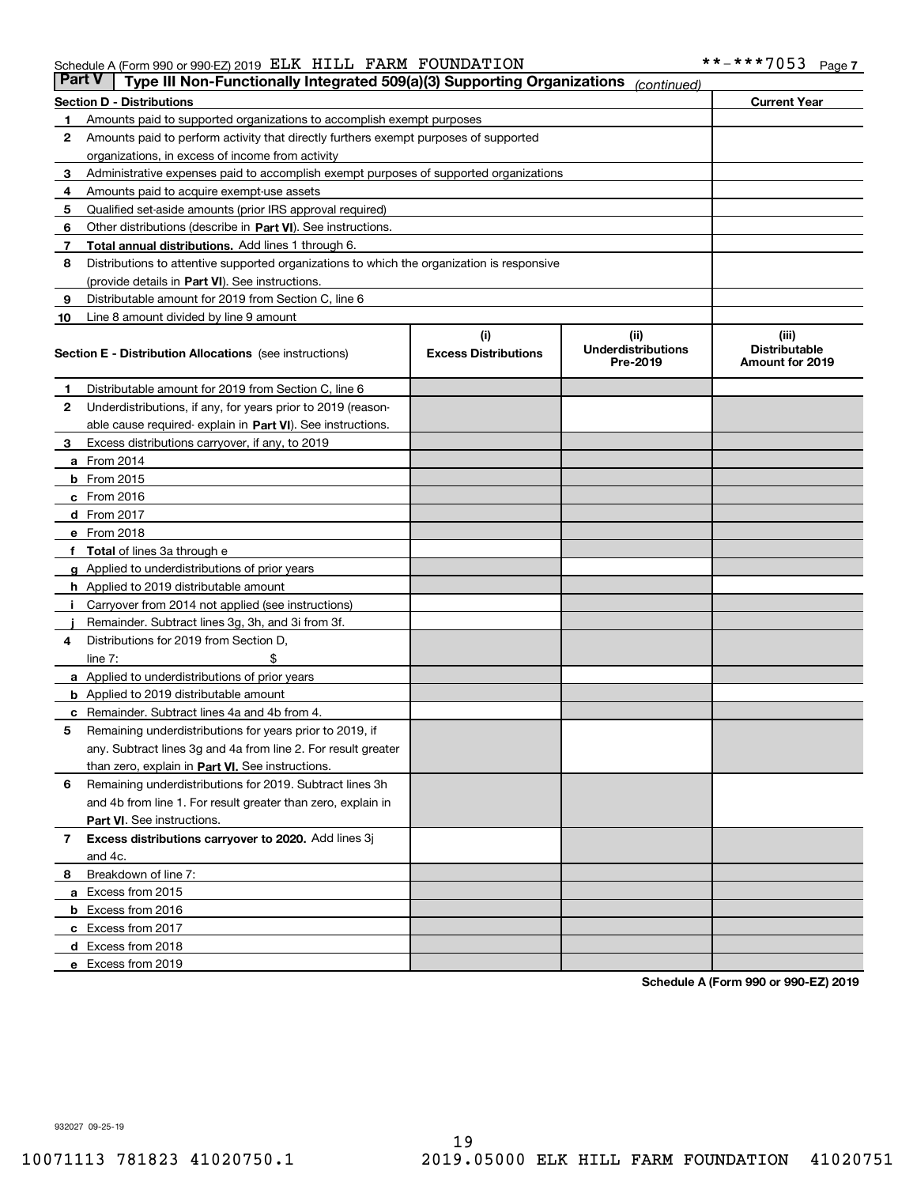Schedule A (Form 990 or 990-EZ) 2019 ELK HILL FARM FOUNDATION **-***7053 Page 7

## Part V Type III Non-Functionally Integrated 509(a)(3) Supporting Organizations *(continued)*

| Section D - Distributions | | Current Year |
|---|---|---|
| 1 | Amounts paid to supported organizations to accomplish exempt purposes | |
| 2 | Amounts paid to perform activity that directly furthers exempt purposes of supported organizations, in excess of income from activity | |
| 3 | Administrative expenses paid to accomplish exempt purposes of supported organizations | |
| 4 | Amounts paid to acquire exempt-use assets | |
| 5 | Qualified set-aside amounts (prior IRS approval required) | |
| 6 | Other distributions (describe in **Part VI**). See instructions. | |
| 7 | **Total annual distributions.** Add lines 1 through 6. | |
| 8 | Distributions to attentive supported organizations to which the organization is responsive (provide details in **Part VI**). See instructions. | |
| 9 | Distributable amount for 2019 from Section C, line 6 | |
| 10 | Line 8 amount divided by line 9 amount | |

| **Section E - Distribution Allocations** (see instructions) | (i) Excess Distributions | (ii) Underdistributions Pre-2019 | (iii) Distributable Amount for 2019 |
|---|---|---|---|
| **1** Distributable amount for 2019 from Section C, line 6 | | | |
| **2** Underdistributions, if any, for years prior to 2019 (reasonable cause required- explain in **Part VI**). See instructions. | | | |
| **3** Excess distributions carryover, if any, to 2019 | | | |
| **a** From 2014 | | | |
| **b** From 2015 | | | |
| **c** From 2016 | | | |
| **d** From 2017 | | | |
| **e** From 2018 | | | |
| **f Total** of lines 3a through e | | | |
| **g** Applied to underdistributions of prior years | | | |
| **h** Applied to 2019 distributable amount | | | |
| **i** Carryover from 2014 not applied (see instructions) | | | |
| **j** Remainder. Subtract lines 3g, 3h, and 3i from 3f. | | | |
| **4** Distributions for 2019 from Section D, line 7: $ | | | |
| **a** Applied to underdistributions of prior years | | | |
| **b** Applied to 2019 distributable amount | | | |
| **c** Remainder. Subtract lines 4a and 4b from 4. | | | |
| **5** Remaining underdistributions for years prior to 2019, if any. Subtract lines 3g and 4a from line 2. For result greater than zero, explain in **Part VI.** See instructions. | | | |
| **6** Remaining underdistributions for 2019. Subtract lines 3h and 4b from line 1. For result greater than zero, explain in **Part VI**. See instructions. | | | |
| **7 Excess distributions carryover to 2020.** Add lines 3j and 4c. | | | |
| **8** Breakdown of line 7: | | | |
| **a** Excess from 2015 | | | |
| **b** Excess from 2016 | | | |
| **c** Excess from 2017 | | | |
| **d** Excess from 2018 | | | |
| **e** Excess from 2019 | | | |

**Schedule A (Form 990 or 990-EZ) 2019**

932027 09-25-19

10071113 781823 41020750.1 2019.05000 ELK HILL FARM FOUNDATION 41020751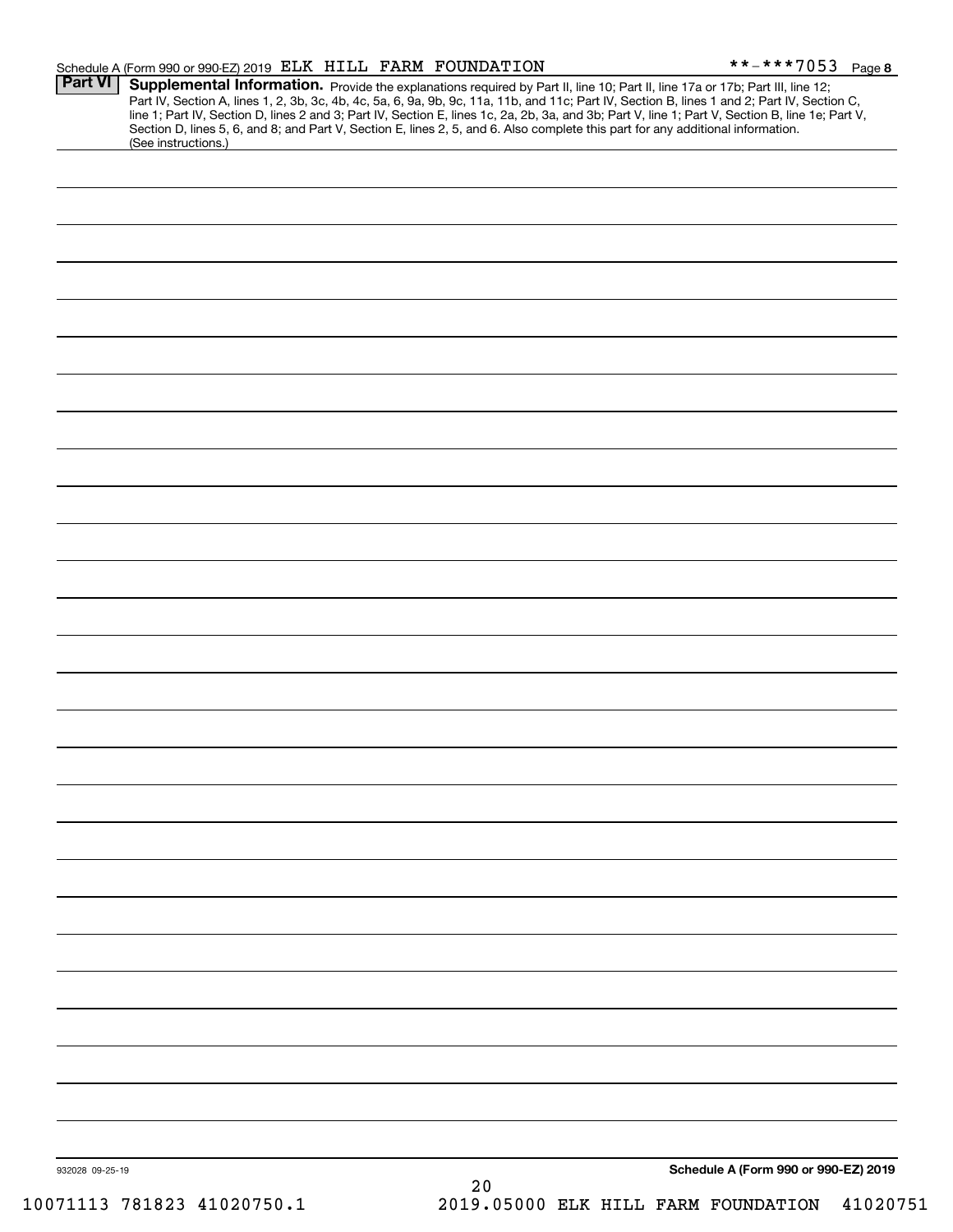Schedule A (Form 990 or 990-EZ) 2019 ELK HILL FARM FOUNDATION **-***7053 Page 8

**Part VI** **Supplemental Information.** Provide the explanations required by Part II, line 10; Part II, line 17a or 17b; Part III, line 12; Part IV, Section A, lines 1, 2, 3b, 3c, 4b, 4c, 5a, 6, 9a, 9b, 9c, 11a, 11b, and 11c; Part IV, Section B, lines 1 and 2; Part IV, Section C, line 1; Part IV, Section D, lines 2 and 3; Part IV, Section E, lines 1c, 2a, 2b, 3a, and 3b; Part V, line 1; Part V, Section B, line 1e; Part V, Section D, lines 5, 6, and 8; and Part V, Section E, lines 2, 5, and 6. Also complete this part for any additional information. (See instructions.)

932028 09-25-19 **Schedule A (Form 990 or 990-EZ) 2019**

10071113 781823 41020750.1 2019.05000 ELK HILL FARM FOUNDATION 41020751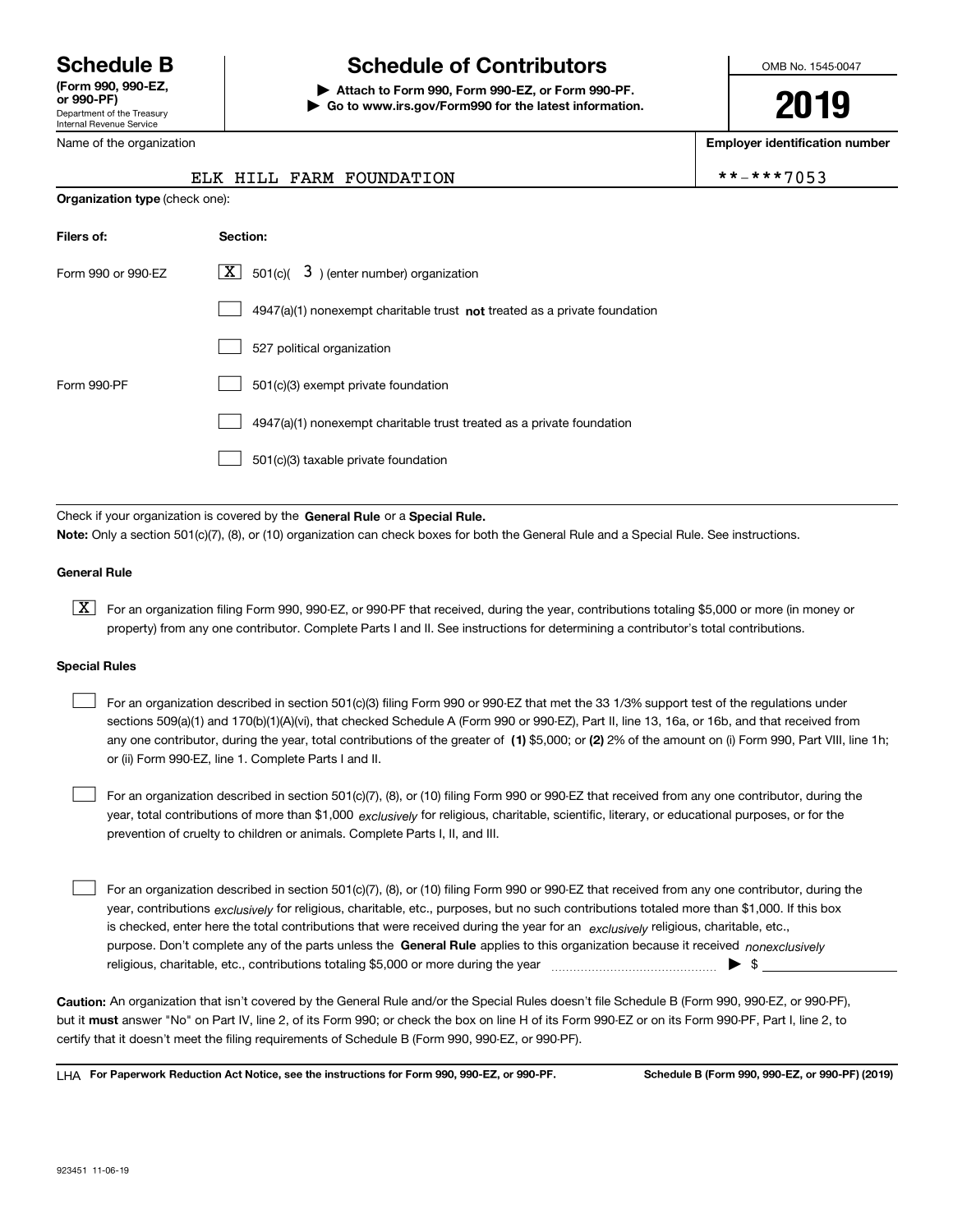# Schedule B

**(Form 990, 990-EZ, or 990-PF)**

Department of the Treasury
Internal Revenue Service

# Schedule of Contributors

**▶ Attach to Form 990, Form 990-EZ, or Form 990-PF.**
**▶ Go to www.irs.gov/Form990 for the latest information.**

OMB No. 1545-0047

**2019**

Name of the organization: ELK HILL FARM FOUNDATION

**Employer identification number**: **-***7053

**Organization type** (check one):

| Filers of: | Section: |
| --- | --- |
| Form 990 or 990-EZ | [X] 501(c)( 3 ) (enter number) organization |
| | [ ] 4947(a)(1) nonexempt charitable trust **not** treated as a private foundation |
| | [ ] 527 political organization |
| Form 990-PF | [ ] 501(c)(3) exempt private foundation |
| | [ ] 4947(a)(1) nonexempt charitable trust treated as a private foundation |
| | [ ] 501(c)(3) taxable private foundation |

Check if your organization is covered by the **General Rule** or a **Special Rule.**

**Note:** Only a section 501(c)(7), (8), or (10) organization can check boxes for both the General Rule and a Special Rule. See instructions.

**General Rule**

[X] For an organization filing Form 990, 990-EZ, or 990-PF that received, during the year, contributions totaling $5,000 or more (in money or property) from any one contributor. Complete Parts I and II. See instructions for determining a contributor's total contributions.

**Special Rules**

[ ] For an organization described in section 501(c)(3) filing Form 990 or 990-EZ that met the 33 1/3% support test of the regulations under sections 509(a)(1) and 170(b)(1)(A)(vi), that checked Schedule A (Form 990 or 990-EZ), Part II, line 13, 16a, or 16b, and that received from any one contributor, during the year, total contributions of the greater of **(1)** $5,000; or **(2)** 2% of the amount on (i) Form 990, Part VIII, line 1h; or (ii) Form 990-EZ, line 1. Complete Parts I and II.

[ ] For an organization described in section 501(c)(7), (8), or (10) filing Form 990 or 990-EZ that received from any one contributor, during the year, total contributions of more than $1,000 *exclusively* for religious, charitable, scientific, literary, or educational purposes, or for the prevention of cruelty to children or animals. Complete Parts I, II, and III.

[ ] For an organization described in section 501(c)(7), (8), or (10) filing Form 990 or 990-EZ that received from any one contributor, during the year, contributions *exclusively* for religious, charitable, etc., purposes, but no such contributions totaled more than $1,000. If this box is checked, enter here the total contributions that were received during the year for an *exclusively* religious, charitable, etc., purpose. Don't complete any of the parts unless the **General Rule** applies to this organization because it received *nonexclusively* religious, charitable, etc., contributions totaling $5,000 or more during the year ▶ $ ____________

**Caution:** An organization that isn't covered by the General Rule and/or the Special Rules doesn't file Schedule B (Form 990, 990-EZ, or 990-PF), but it **must** answer "No" on Part IV, line 2, of its Form 990; or check the box on line H of its Form 990-EZ or on its Form 990-PF, Part I, line 2, to certify that it doesn't meet the filing requirements of Schedule B (Form 990, 990-EZ, or 990-PF).

LHA **For Paperwork Reduction Act Notice, see the instructions for Form 990, 990-EZ, or 990-PF.** **Schedule B (Form 990, 990-EZ, or 990-PF) (2019)**

923451 11-06-19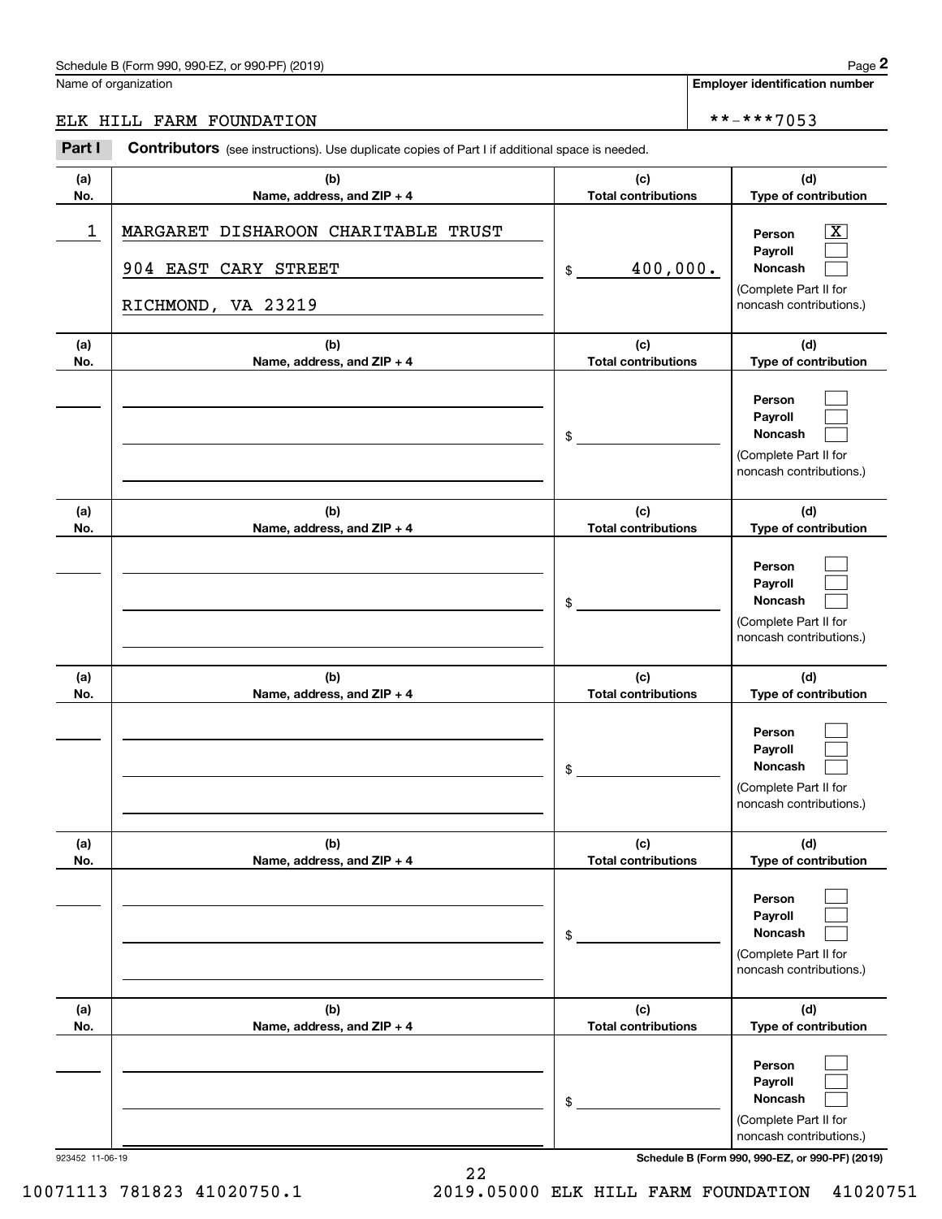Schedule B (Form 990, 990-EZ, or 990-PF) (2019)

Name of organization: ELK HILL FARM FOUNDATION

Employer identification number: **-***7053

**Part I** **Contributors** (see instructions). Use duplicate copies of Part I if additional space is needed.

| (a) No. | (b) Name, address, and ZIP + 4 | (c) Total contributions | (d) Type of contribution |
|---|---|---|---|
| 1 | MARGARET DISHAROON CHARITABLE TRUST<br>904 EAST CARY STREET<br>RICHMOND, VA 23219 | $ 400,000. | Person [X]<br>Payroll [ ]<br>Noncash [ ]<br>(Complete Part II for noncash contributions.) |
| | | $ | Person [ ]<br>Payroll [ ]<br>Noncash [ ]<br>(Complete Part II for noncash contributions.) |
| | | $ | Person [ ]<br>Payroll [ ]<br>Noncash [ ]<br>(Complete Part II for noncash contributions.) |
| | | $ | Person [ ]<br>Payroll [ ]<br>Noncash [ ]<br>(Complete Part II for noncash contributions.) |
| | | $ | Person [ ]<br>Payroll [ ]<br>Noncash [ ]<br>(Complete Part II for noncash contributions.) |
| | | $ | Person [ ]<br>Payroll [ ]<br>Noncash [ ]<br>(Complete Part II for noncash contributions.) |

923452 11-06-19

10071113 781823 41020750.1 2019.05000 ELK HILL FARM FOUNDATION 41020751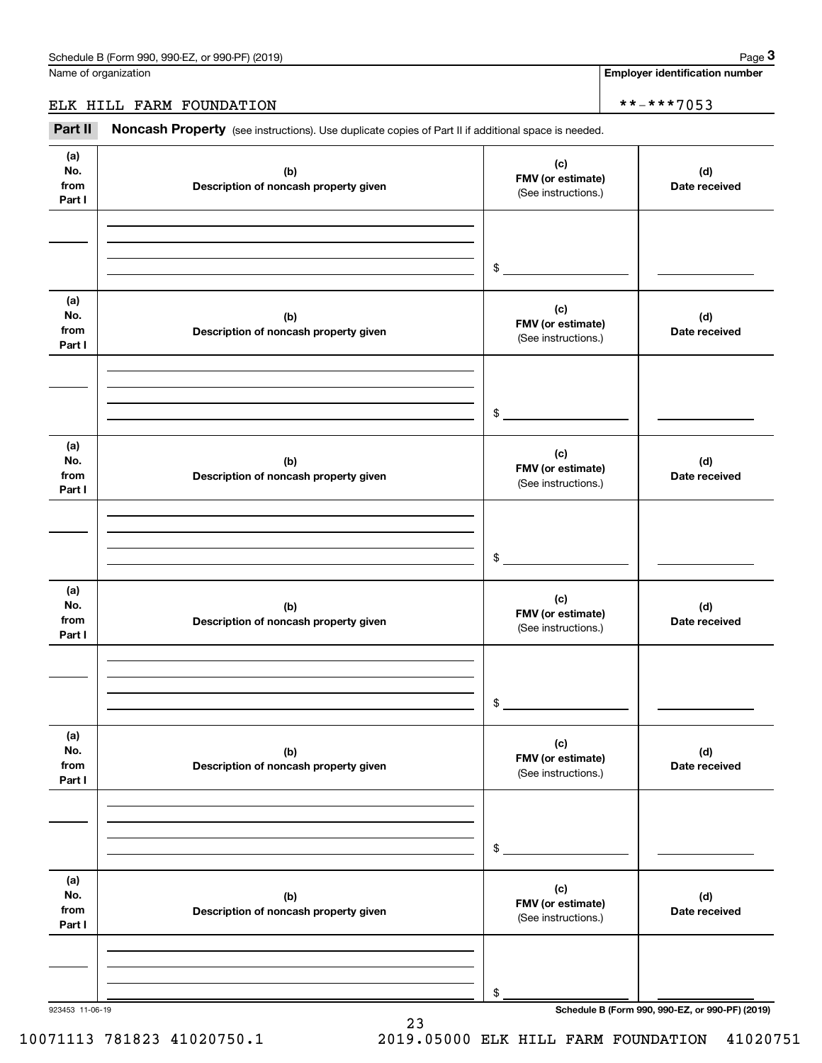Name of organization

**Employer identification number**

ELK HILL FARM FOUNDATION **-***7053

**Part II** **Noncash Property** (see instructions). Use duplicate copies of Part II if additional space is needed.

| (a) No. from Part I | (b) Description of noncash property given | (c) FMV (or estimate) (See instructions.) | (d) Date received |
|---|---|---|---|
| | | $ | |

| (a) No. from Part I | (b) Description of noncash property given | (c) FMV (or estimate) (See instructions.) | (d) Date received |
|---|---|---|---|
| | | $ | |

| (a) No. from Part I | (b) Description of noncash property given | (c) FMV (or estimate) (See instructions.) | (d) Date received |
|---|---|---|---|
| | | $ | |

| (a) No. from Part I | (b) Description of noncash property given | (c) FMV (or estimate) (See instructions.) | (d) Date received |
|---|---|---|---|
| | | $ | |

| (a) No. from Part I | (b) Description of noncash property given | (c) FMV (or estimate) (See instructions.) | (d) Date received |
|---|---|---|---|
| | | $ | |

| (a) No. from Part I | (b) Description of noncash property given | (c) FMV (or estimate) (See instructions.) | (d) Date received |
|---|---|---|---|
| | | $ | |

923453 11-06-19

**Schedule B (Form 990, 990-EZ, or 990-PF) (2019)**

10071113 781823 41020750.1 2019.05000 ELK HILL FARM FOUNDATION 41020751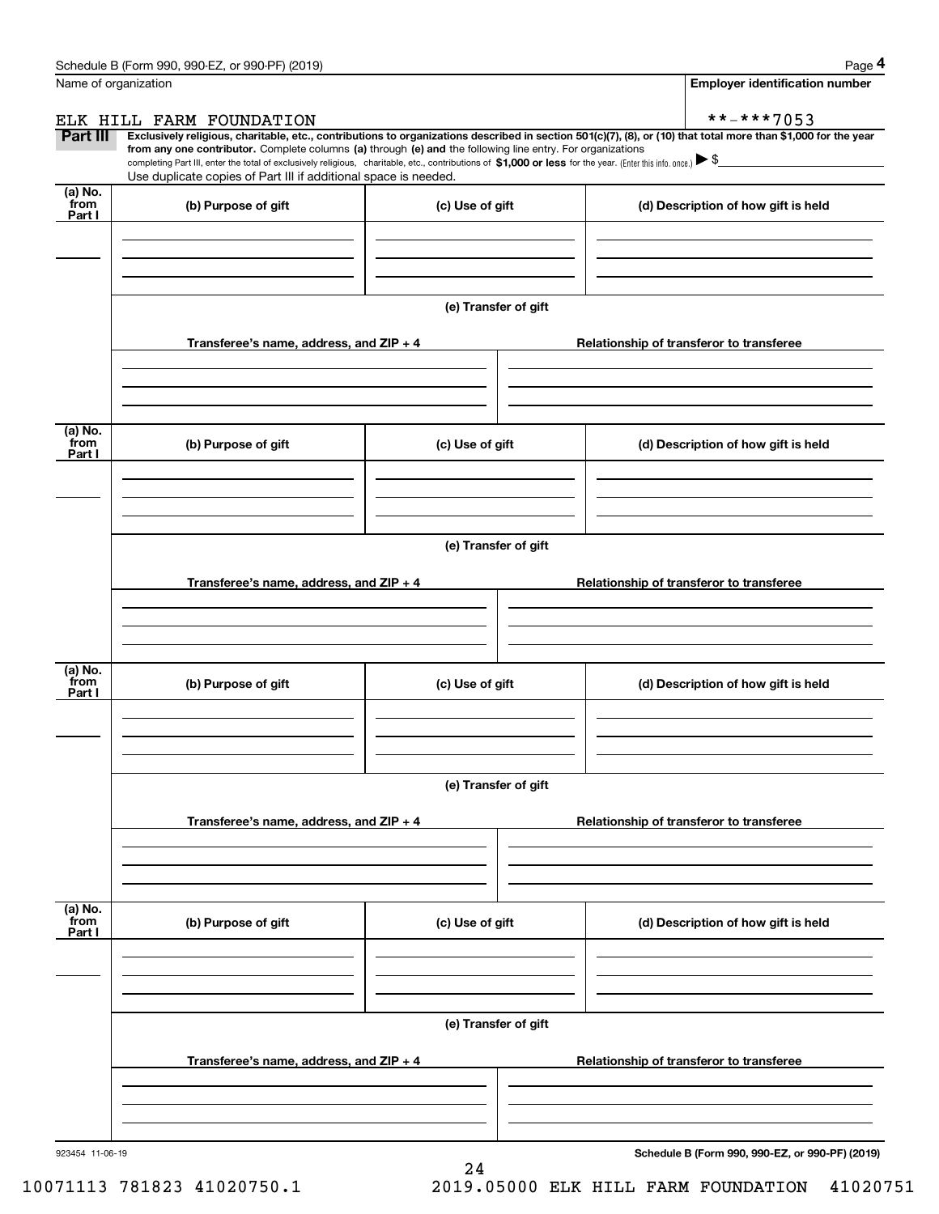Name of organization

**Employer identification number**

ELK HILL FARM FOUNDATION **-***7053

**Part III** **Exclusively religious, charitable, etc., contributions to organizations described in section 501(c)(7), (8), or (10) that total more than $1,000 for the year from any one contributor.** Complete columns **(a)** through **(e) and** the following line entry. For organizations completing Part III, enter the total of exclusively religious, charitable, etc., contributions of **$1,000 or less** for the year. (Enter this info. once.) ▶ $

Use duplicate copies of Part III if additional space is needed.

| (a) No. from Part I | (b) Purpose of gift | (c) Use of gift | (d) Description of how gift is held |
|---|---|---|---|
| | | | |

**(e) Transfer of gift**

| Transferee's name, address, and ZIP + 4 | Relationship of transferor to transferee |
|---|---|
| | |

| (a) No. from Part I | (b) Purpose of gift | (c) Use of gift | (d) Description of how gift is held |
|---|---|---|---|
| | | | |

**(e) Transfer of gift**

| Transferee's name, address, and ZIP + 4 | Relationship of transferor to transferee |
|---|---|
| | |

| (a) No. from Part I | (b) Purpose of gift | (c) Use of gift | (d) Description of how gift is held |
|---|---|---|---|
| | | | |

**(e) Transfer of gift**

| Transferee's name, address, and ZIP + 4 | Relationship of transferor to transferee |
|---|---|
| | |

| (a) No. from Part I | (b) Purpose of gift | (c) Use of gift | (d) Description of how gift is held |
|---|---|---|---|
| | | | |

**(e) Transfer of gift**

| Transferee's name, address, and ZIP + 4 | Relationship of transferor to transferee |
|---|---|
| | |

923454 11-06-19

**Schedule B (Form 990, 990-EZ, or 990-PF) (2019)**

10071113 781823 41020750.1 2019.05000 ELK HILL FARM FOUNDATION 41020751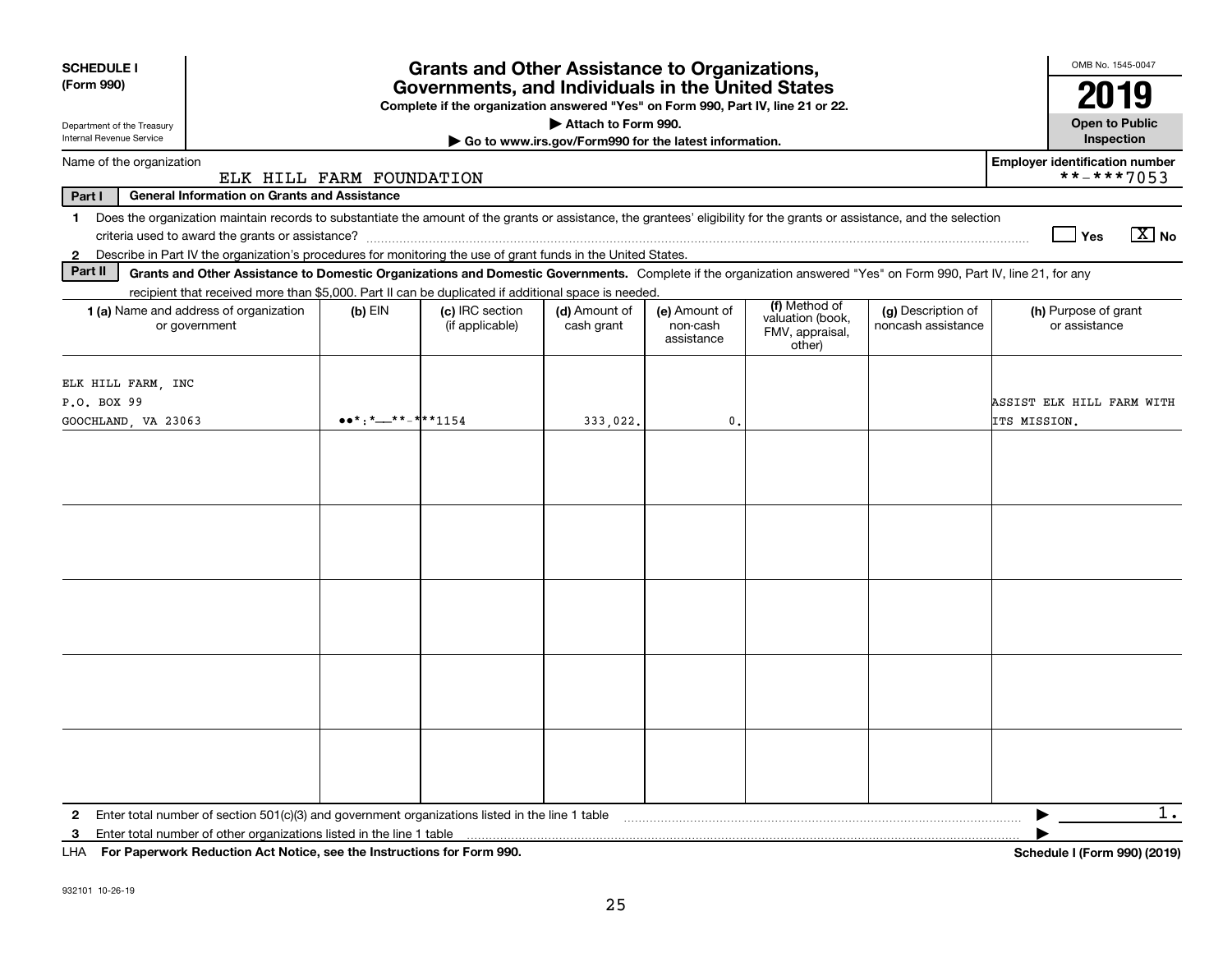**SCHEDULE I**
**(Form 990)**

Department of the Treasury
Internal Revenue Service

# Grants and Other Assistance to Organizations, Governments, and Individuals in the United States

**Complete if the organization answered "Yes" on Form 990, Part IV, line 21 or 22.**
**▶ Attach to Form 990.**
**▶ Go to www.irs.gov/Form990 for the latest information.**

OMB No. 1545-0047
**2019**
**Open to Public Inspection**

Name of the organization: ELK HILL FARM FOUNDATION

Employer identification number: **-***7053

**Part I — General Information on Grants and Assistance**

1 Does the organization maintain records to substantiate the amount of the grants or assistance, the grantees' eligibility for the grants or assistance, and the selection criteria used to award the grants or assistance? ☐ Yes [X] No

2 Describe in Part IV the organization's procedures for monitoring the use of grant funds in the United States.

**Part II — Grants and Other Assistance to Domestic Organizations and Domestic Governments.** Complete if the organization answered "Yes" on Form 990, Part IV, line 21, for any recipient that received more than $5,000. Part II can be duplicated if additional space is needed.

| 1 (a) Name and address of organization or government | (b) EIN | (c) IRC section (if applicable) | (d) Amount of cash grant | (e) Amount of non-cash assistance | (f) Method of valuation (book, FMV, appraisal, other) | (g) Description of noncash assistance | (h) Purpose of grant or assistance |
|---|---|---|---|---|---|---|---|
| ELK HILL FARM, INC<br>P.O. BOX 99<br>GOOCHLAND, VA 23063 | **-***1154 | | 333,022. | 0. | | | ASSIST ELK HILL FARM WITH ITS MISSION. |
| | | | | | | | |
| | | | | | | | |
| | | | | | | | |
| | | | | | | | |
| | | | | | | | |

2 Enter total number of section 501(c)(3) and government organizations listed in the line 1 table ▶ 1.

3 Enter total number of other organizations listed in the line 1 table ▶

LHA **For Paperwork Reduction Act Notice, see the Instructions for Form 990.** **Schedule I (Form 990) (2019)**

932101 10-26-19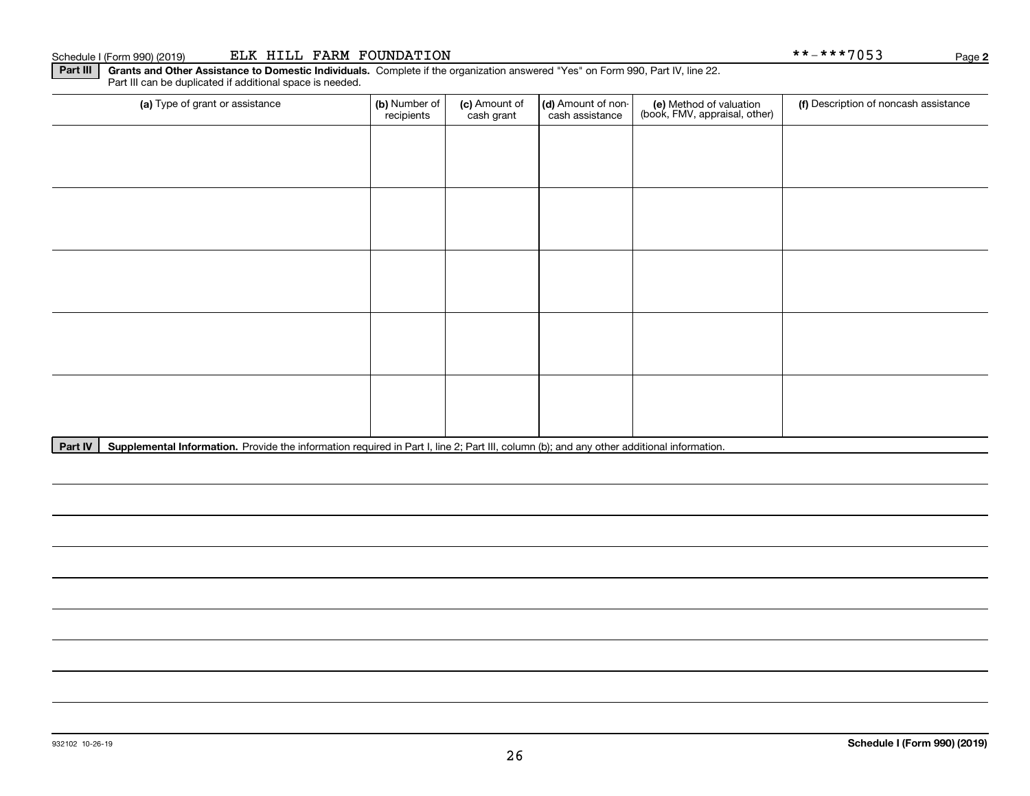Schedule I (Form 990) (2019) ELK HILL FARM FOUNDATION **-***7053 Page **2**

**Part III** **Grants and Other Assistance to Domestic Individuals.** Complete if the organization answered "Yes" on Form 990, Part IV, line 22. Part III can be duplicated if additional space is needed.

| (a) Type of grant or assistance | (b) Number of recipients | (c) Amount of cash grant | (d) Amount of non-cash assistance | (e) Method of valuation (book, FMV, appraisal, other) | (f) Description of noncash assistance |
|---|---|---|---|---|---|
| | | | | | |
| | | | | | |
| | | | | | |
| | | | | | |
| | | | | | |

**Part IV** **Supplemental Information.** Provide the information required in Part I, line 2; Part III, column (b); and any other additional information.

932102 10-26-19 **Schedule I (Form 990) (2019)**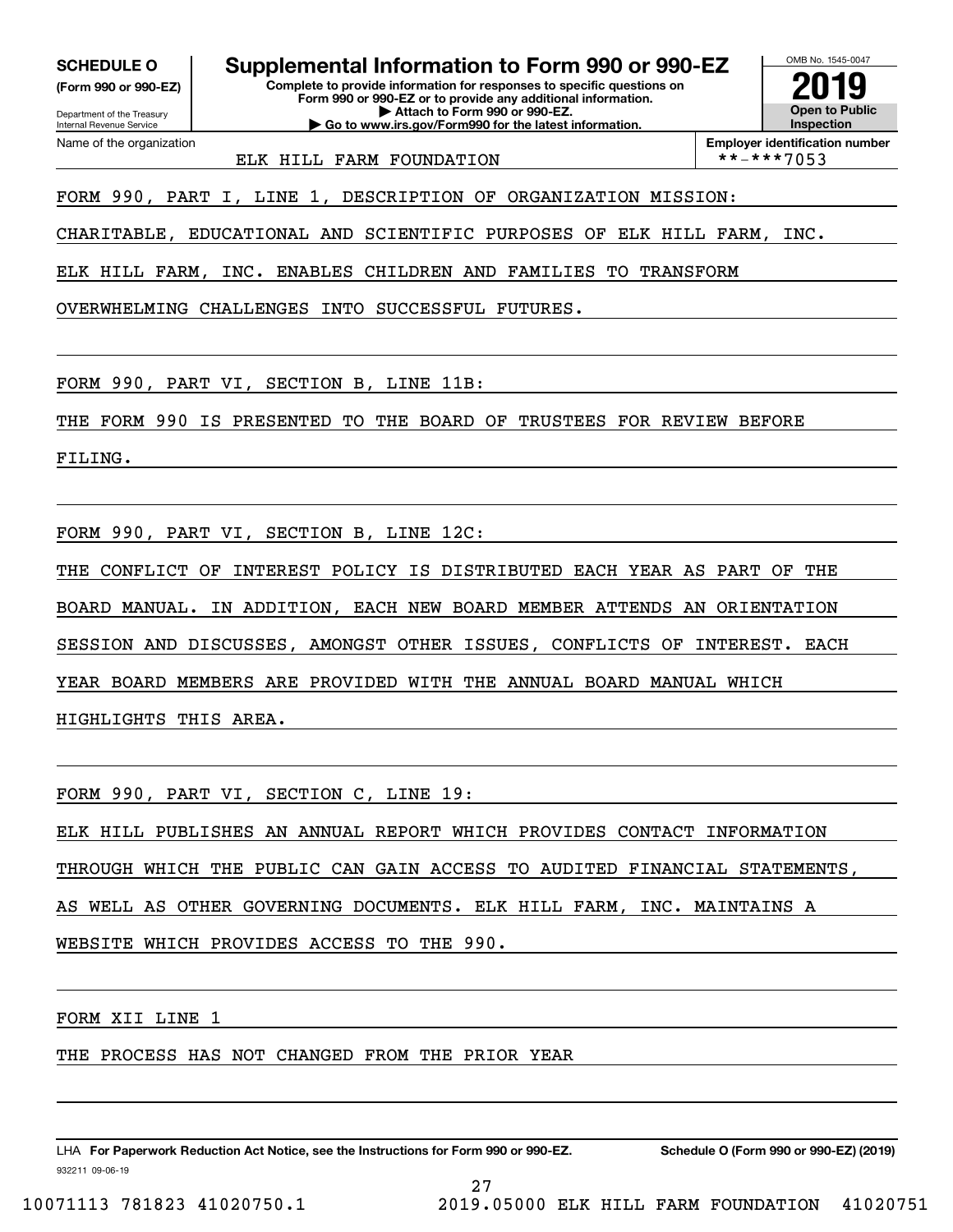**SCHEDULE O**
**(Form 990 or 990-EZ)**

Department of the Treasury
Internal Revenue Service

# Supplemental Information to Form 990 or 990-EZ

**Complete to provide information for responses to specific questions on Form 990 or 990-EZ or to provide any additional information.**
**▶ Attach to Form 990 or 990-EZ.**
**▶ Go to www.irs.gov/Form990 for the latest information.**

OMB No. 1545-0047

**2019**

**Open to Public Inspection**

| Name of the organization | Employer identification number |
|---|---|
| ELK HILL FARM FOUNDATION | **-***7053 |

FORM 990, PART I, LINE 1, DESCRIPTION OF ORGANIZATION MISSION:

CHARITABLE, EDUCATIONAL AND SCIENTIFIC PURPOSES OF ELK HILL FARM, INC. ELK HILL FARM, INC. ENABLES CHILDREN AND FAMILIES TO TRANSFORM OVERWHELMING CHALLENGES INTO SUCCESSFUL FUTURES.

FORM 990, PART VI, SECTION B, LINE 11B:

THE FORM 990 IS PRESENTED TO THE BOARD OF TRUSTEES FOR REVIEW BEFORE FILING.

FORM 990, PART VI, SECTION B, LINE 12C:

THE CONFLICT OF INTEREST POLICY IS DISTRIBUTED EACH YEAR AS PART OF THE BOARD MANUAL. IN ADDITION, EACH NEW BOARD MEMBER ATTENDS AN ORIENTATION SESSION AND DISCUSSES, AMONGST OTHER ISSUES, CONFLICTS OF INTEREST. EACH YEAR BOARD MEMBERS ARE PROVIDED WITH THE ANNUAL BOARD MANUAL WHICH HIGHLIGHTS THIS AREA.

FORM 990, PART VI, SECTION C, LINE 19:

ELK HILL PUBLISHES AN ANNUAL REPORT WHICH PROVIDES CONTACT INFORMATION THROUGH WHICH THE PUBLIC CAN GAIN ACCESS TO AUDITED FINANCIAL STATEMENTS, AS WELL AS OTHER GOVERNING DOCUMENTS. ELK HILL FARM, INC. MAINTAINS A WEBSITE WHICH PROVIDES ACCESS TO THE 990.

FORM XII LINE 1

THE PROCESS HAS NOT CHANGED FROM THE PRIOR YEAR

LHA **For Paperwork Reduction Act Notice, see the Instructions for Form 990 or 990-EZ.** **Schedule O (Form 990 or 990-EZ) (2019)**

932211 09-06-19

10071113 781823 41020750.1 2019.05000 ELK HILL FARM FOUNDATION 41020751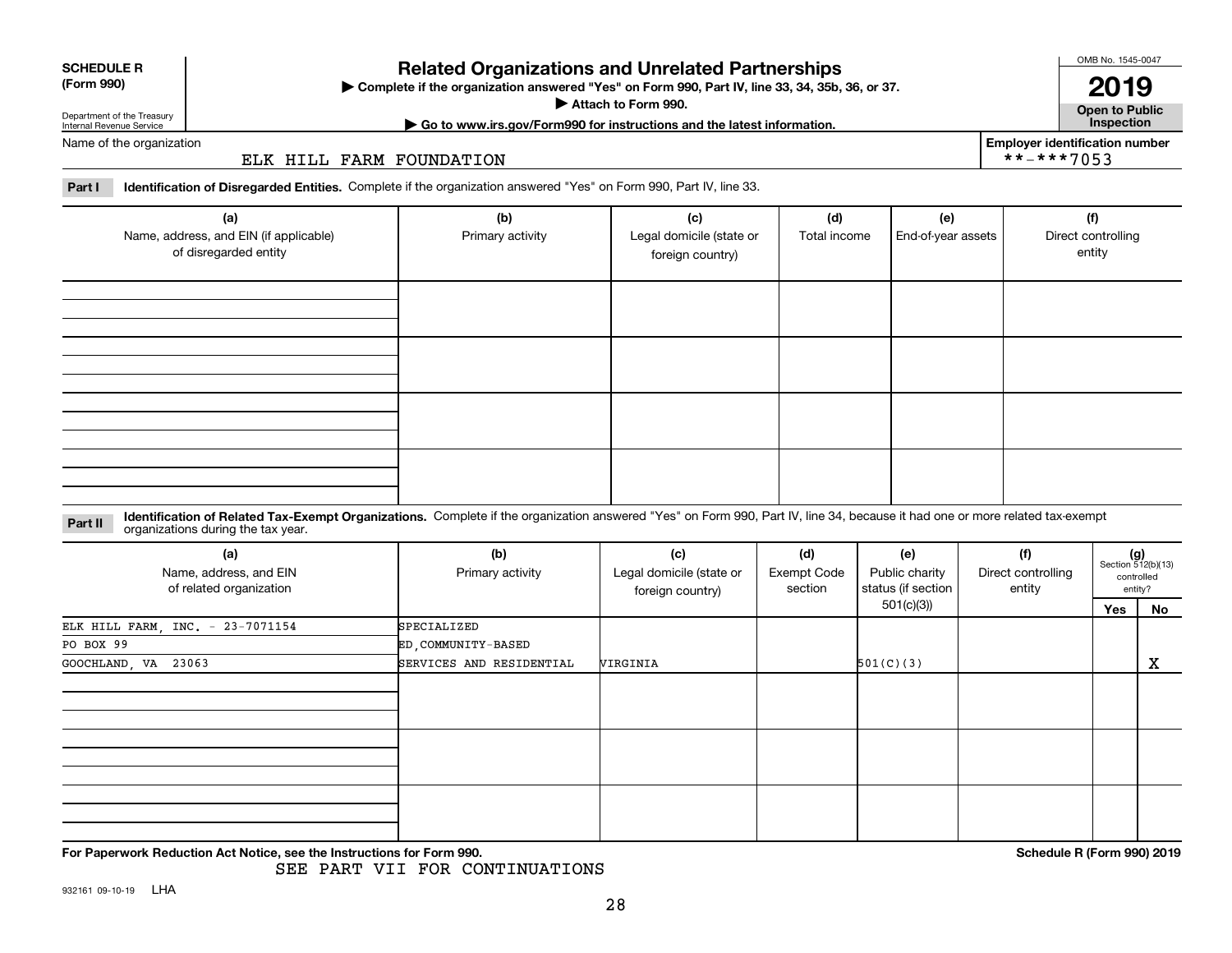**SCHEDULE R (Form 990)**

Department of the Treasury
Internal Revenue Service

# Related Organizations and Unrelated Partnerships

▶ Complete if the organization answered "Yes" on Form 990, Part IV, line 33, 34, 35b, 36, or 37.
▶ Attach to Form 990.
▶ Go to www.irs.gov/Form990 for instructions and the latest information.

OMB No. 1545-0047

**2019**

**Open to Public Inspection**

Name of the organization: ELK HILL FARM FOUNDATION

Employer identification number: **-***7053

**Part I** **Identification of Disregarded Entities.** Complete if the organization answered "Yes" on Form 990, Part IV, line 33.

| (a) Name, address, and EIN (if applicable) of disregarded entity | (b) Primary activity | (c) Legal domicile (state or foreign country) | (d) Total income | (e) End-of-year assets | (f) Direct controlling entity |
|---|---|---|---|---|---|
| | | | | | |
| | | | | | |
| | | | | | |
| | | | | | |

**Part II** **Identification of Related Tax-Exempt Organizations.** Complete if the organization answered "Yes" on Form 990, Part IV, line 34, because it had one or more related tax-exempt organizations during the tax year.

| (a) Name, address, and EIN of related organization | (b) Primary activity | (c) Legal domicile (state or foreign country) | (d) Exempt Code section | (e) Public charity status (if section 501(c)(3)) | (f) Direct controlling entity | (g) Section 512(b)(13) controlled entity? Yes | No |
|---|---|---|---|---|---|---|---|
| ELK HILL FARM, INC. - 23-7071154<br>PO BOX 99<br>GOOCHLAND, VA 23063 | SPECIALIZED ED,COMMUNITY-BASED SERVICES AND RESIDENTIAL | VIRGINIA | | 501(C)(3) | | | X |
| | | | | | | | |
| | | | | | | | |
| | | | | | | | |

**For Paperwork Reduction Act Notice, see the Instructions for Form 990.**

SEE PART VII FOR CONTINUATIONS

**Schedule R (Form 990) 2019**

932161 09-10-19 LHA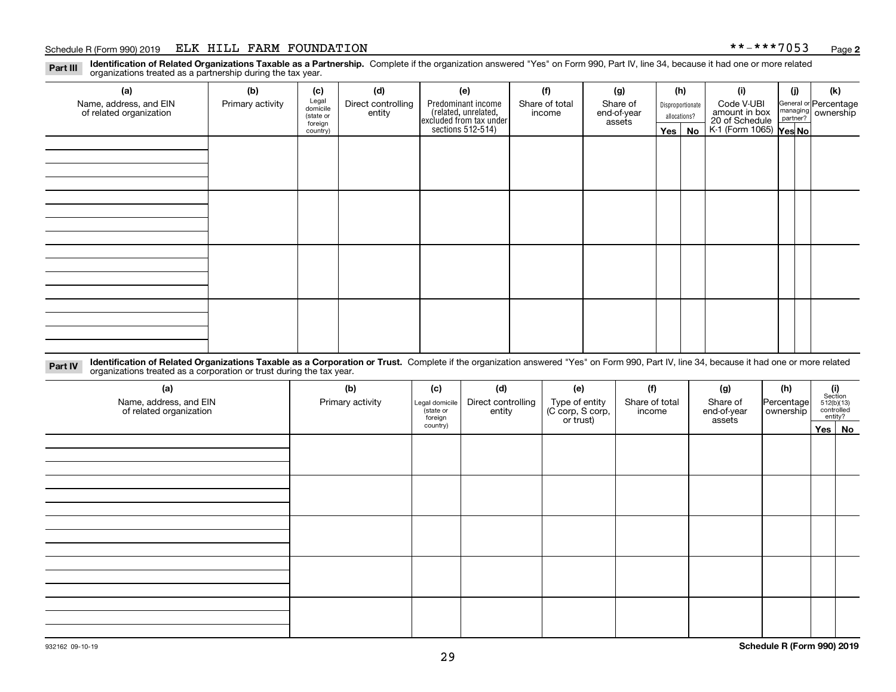Schedule R (Form 990) 2019 ELK HILL FARM FOUNDATION **-***7053 Page **2**

**Part III** **Identification of Related Organizations Taxable as a Partnership.** Complete if the organization answered "Yes" on Form 990, Part IV, line 34, because it had one or more related organizations treated as a partnership during the tax year.

| (a) Name, address, and EIN of related organization | (b) Primary activity | (c) Legal domicile (state or foreign country) | (d) Direct controlling entity | (e) Predominant income (related, unrelated, excluded from tax under sections 512-514) | (f) Share of total income | (g) Share of end-of-year assets | (h) Disproportionate allocations? Yes | No | (i) Code V-UBI amount in box 20 of Schedule K-1 (Form 1065) | (j) General or managing partner? Yes | No | (k) Percentage ownership |
|---|---|---|---|---|---|---|---|---|---|---|---|---|
| | | | | | | | | | | | | |
| | | | | | | | | | | | | |
| | | | | | | | | | | | | |
| | | | | | | | | | | | | |

**Part IV** **Identification of Related Organizations Taxable as a Corporation or Trust.** Complete if the organization answered "Yes" on Form 990, Part IV, line 34, because it had one or more related organizations treated as a corporation or trust during the tax year.

| (a) Name, address, and EIN of related organization | (b) Primary activity | (c) Legal domicile (state or foreign country) | (d) Direct controlling entity | (e) Type of entity (C corp, S corp, or trust) | (f) Share of total income | (g) Share of end-of-year assets | (h) Percentage ownership | (i) Section 512(b)(13) controlled entity? Yes | No |
|---|---|---|---|---|---|---|---|---|---|
| | | | | | | | | | |
| | | | | | | | | | |
| | | | | | | | | | |
| | | | | | | | | | |
| | | | | | | | | | |

932162 09-10-19 **Schedule R (Form 990) 2019**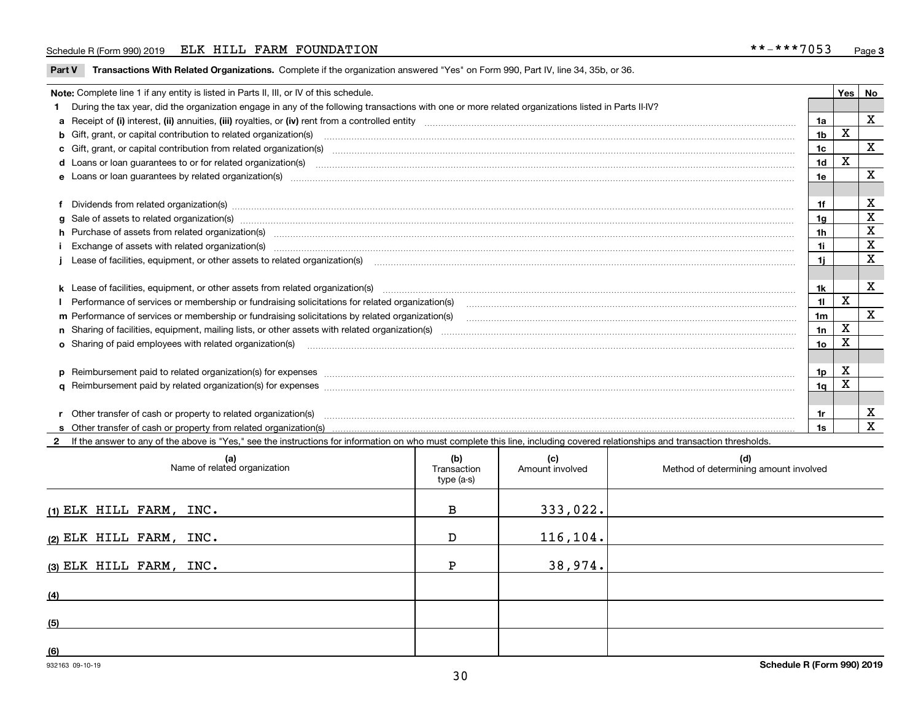Schedule R (Form 990) 2019 ELK HILL FARM FOUNDATION **-***7053

## Part V Transactions With Related Organizations. Complete if the organization answered "Yes" on Form 990, Part IV, line 34, 35b, or 36.

| Note: Complete line 1 if any entity is listed in Parts II, III, or IV of this schedule. | | Yes | No |
|---|---|---|---|
| **1** During the tax year, did the organization engage in any of the following transactions with one or more related organizations listed in Parts II-IV? | | | |
| **a** Receipt of **(i)** interest, **(ii)** annuities, **(iii)** royalties, or **(iv)** rent from a controlled entity | 1a | | X |
| **b** Gift, grant, or capital contribution to related organization(s) | 1b | X | |
| **c** Gift, grant, or capital contribution from related organization(s) | 1c | | X |
| **d** Loans or loan guarantees to or for related organization(s) | 1d | X | |
| **e** Loans or loan guarantees by related organization(s) | 1e | | X |
| **f** Dividends from related organization(s) | 1f | | X |
| **g** Sale of assets to related organization(s) | 1g | | X |
| **h** Purchase of assets from related organization(s) | 1h | | X |
| **i** Exchange of assets with related organization(s) | 1i | | X |
| **j** Lease of facilities, equipment, or other assets to related organization(s) | 1j | | X |
| **k** Lease of facilities, equipment, or other assets from related organization(s) | 1k | | X |
| **l** Performance of services or membership or fundraising solicitations for related organization(s) | 1l | X | |
| **m** Performance of services or membership or fundraising solicitations by related organization(s) | 1m | | X |
| **n** Sharing of facilities, equipment, mailing lists, or other assets with related organization(s) | 1n | X | |
| **o** Sharing of paid employees with related organization(s) | 1o | X | |
| **p** Reimbursement paid to related organization(s) for expenses | 1p | X | |
| **q** Reimbursement paid by related organization(s) for expenses | 1q | X | |
| **r** Other transfer of cash or property to related organization(s) | 1r | | X |
| **s** Other transfer of cash or property from related organization(s) | 1s | | X |

**2** If the answer to any of the above is "Yes," see the instructions for information on who must complete this line, including covered relationships and transaction thresholds.

| | (a) Name of related organization | (b) Transaction type (a-s) | (c) Amount involved | (d) Method of determining amount involved |
|---|---|---|---|---|
| (1) | ELK HILL FARM, INC. | B | 333,022. | |
| (2) | ELK HILL FARM, INC. | D | 116,104. | |
| (3) | ELK HILL FARM, INC. | P | 38,974. | |
| (4) | | | | |
| (5) | | | | |
| (6) | | | | |

932163 09-10-19 Schedule R (Form 990) 2019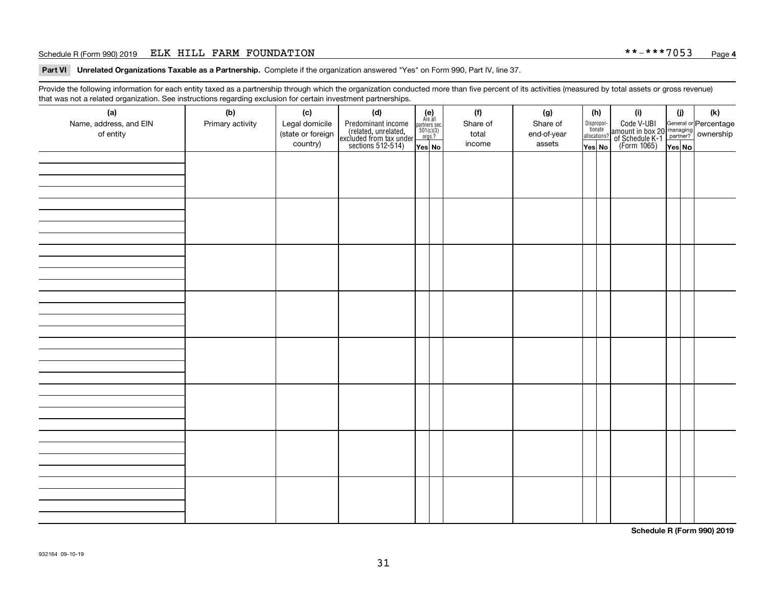Schedule R (Form 990) 2019 ELK HILL FARM FOUNDATION **-***7053 Page 4

**Part VI Unrelated Organizations Taxable as a Partnership.** Complete if the organization answered "Yes" on Form 990, Part IV, line 37.

Provide the following information for each entity taxed as a partnership through which the organization conducted more than five percent of its activities (measured by total assets or gross revenue) that was not a related organization. See instructions regarding exclusion for certain investment partnerships.

| (a) Name, address, and EIN of entity | (b) Primary activity | (c) Legal domicile (state or foreign country) | (d) Predominant income (related, unrelated, excluded from tax under sections 512-514) | (e) Are all partners sec. 501(c)(3) orgs.? Yes | No | (f) Share of total income | (g) Share of end-of-year assets | (h) Disproportionate allocations? Yes | No | (i) Code V-UBI amount in box 20 of Schedule K-1 (Form 1065) | (j) General or managing partner? Yes | No | (k) Percentage ownership |
|---|---|---|---|---|---|---|---|---|---|---|---|---|---|
| | | | | | | | | | | | | | |
| | | | | | | | | | | | | | |
| | | | | | | | | | | | | | |
| | | | | | | | | | | | | | |
| | | | | | | | | | | | | | |
| | | | | | | | | | | | | | |
| | | | | | | | | | | | | | |
| | | | | | | | | | | | | | |

**Schedule R (Form 990) 2019**

932164 09-10-19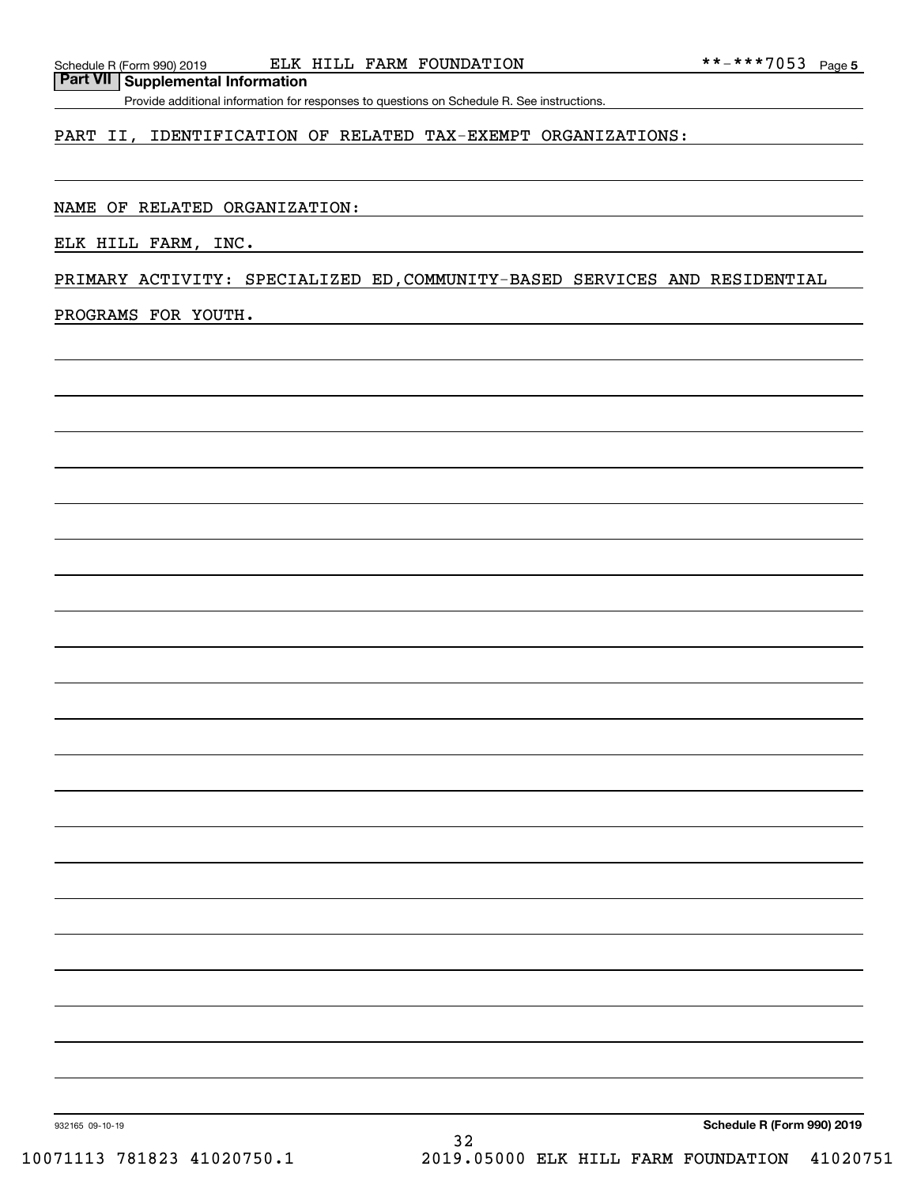## Part VII Supplemental Information

Provide additional information for responses to questions on Schedule R. See instructions.

PART II, IDENTIFICATION OF RELATED TAX-EXEMPT ORGANIZATIONS:

NAME OF RELATED ORGANIZATION:

ELK HILL FARM, INC.

PRIMARY ACTIVITY: SPECIALIZED ED,COMMUNITY-BASED SERVICES AND RESIDENTIAL PROGRAMS FOR YOUTH.